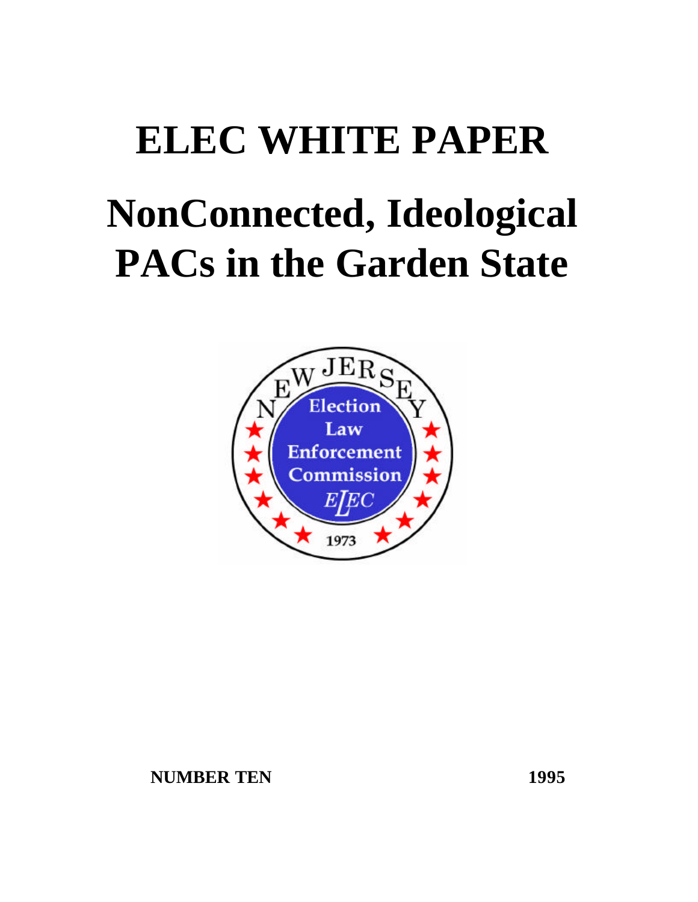# ELEC WHITE PAPER

# NonConnected, Ideological PACs in the Garden State

NUMBER TEN

1995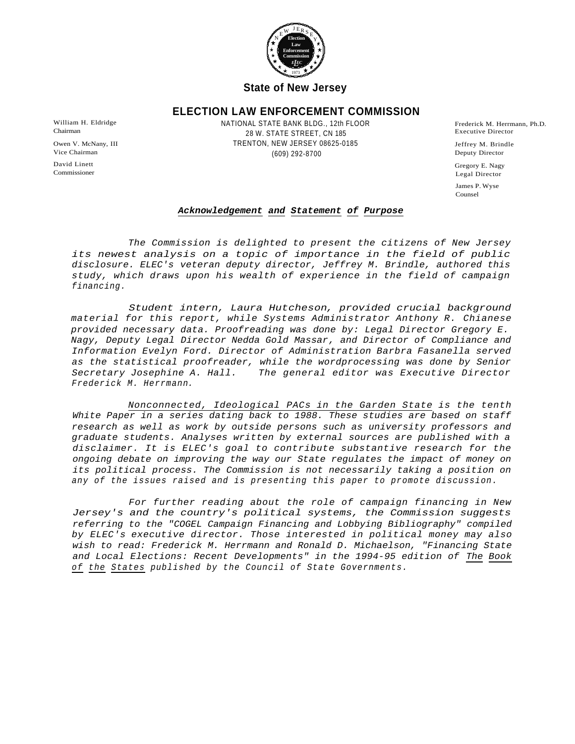**State of New Jersey**

## ELECTION LAW ENFORCEMENT COMMISSION

NATIONAL STATE BANK BLDG., 12th FLOOR
28 W. STATE STREET, CN 185
TRENTON, NEW JERSEY 08625-0185
(609) 292-8700

William H. Eldridge
Chairman

Owen V. McNany, III
Vice Chairman

David Linett
Commissioner

Frederick M. Herrmann, Ph.D.
Executive Director

Jeffrey M. Brindle
Deputy Director

Gregory E. Nagy
Legal Director

James P. Wyse
Counsel

### *Acknowledgement and Statement of Purpose*

*The Commission is delighted to present the citizens of New Jersey its newest analysis on a topic of importance in the field of public disclosure. ELEC's veteran deputy director, Jeffrey M. Brindle, authored this study, which draws upon his wealth of experience in the field of campaign financing.*

*Student intern, Laura Hutcheson, provided crucial background material for this report, while Systems Administrator Anthony R. Chianese provided necessary data. Proofreading was done by: Legal Director Gregory E. Nagy, Deputy Legal Director Nedda Gold Massar, and Director of Compliance and Information Evelyn Ford. Director of Administration Barbra Fasanella served as the statistical proofreader, while the wordprocessing was done by Senior Secretary Josephine A. Hall. The general editor was Executive Director Frederick M. Herrmann.*

*Nonconnected, Ideological PACs in the Garden State is the tenth White Paper in a series dating back to 1988. These studies are based on staff research as well as work by outside persons such as university professors and graduate students. Analyses written by external sources are published with a disclaimer. It is ELEC's goal to contribute substantive research for the ongoing debate on improving the way our State regulates the impact of money on its political process. The Commission is not necessarily taking a position on any of the issues raised and is presenting this paper to promote discussion.*

*For further reading about the role of campaign financing in New Jersey's and the country's political systems, the Commission suggests referring to the "COGEL Campaign Financing and Lobbying Bibliography" compiled by ELEC's executive director. Those interested in political money may also wish to read: Frederick M. Herrmann and Ronald D. Michaelson, "Financing State and Local Elections: Recent Developments" in the 1994-95 edition of The Book of the States published by the Council of State Governments.*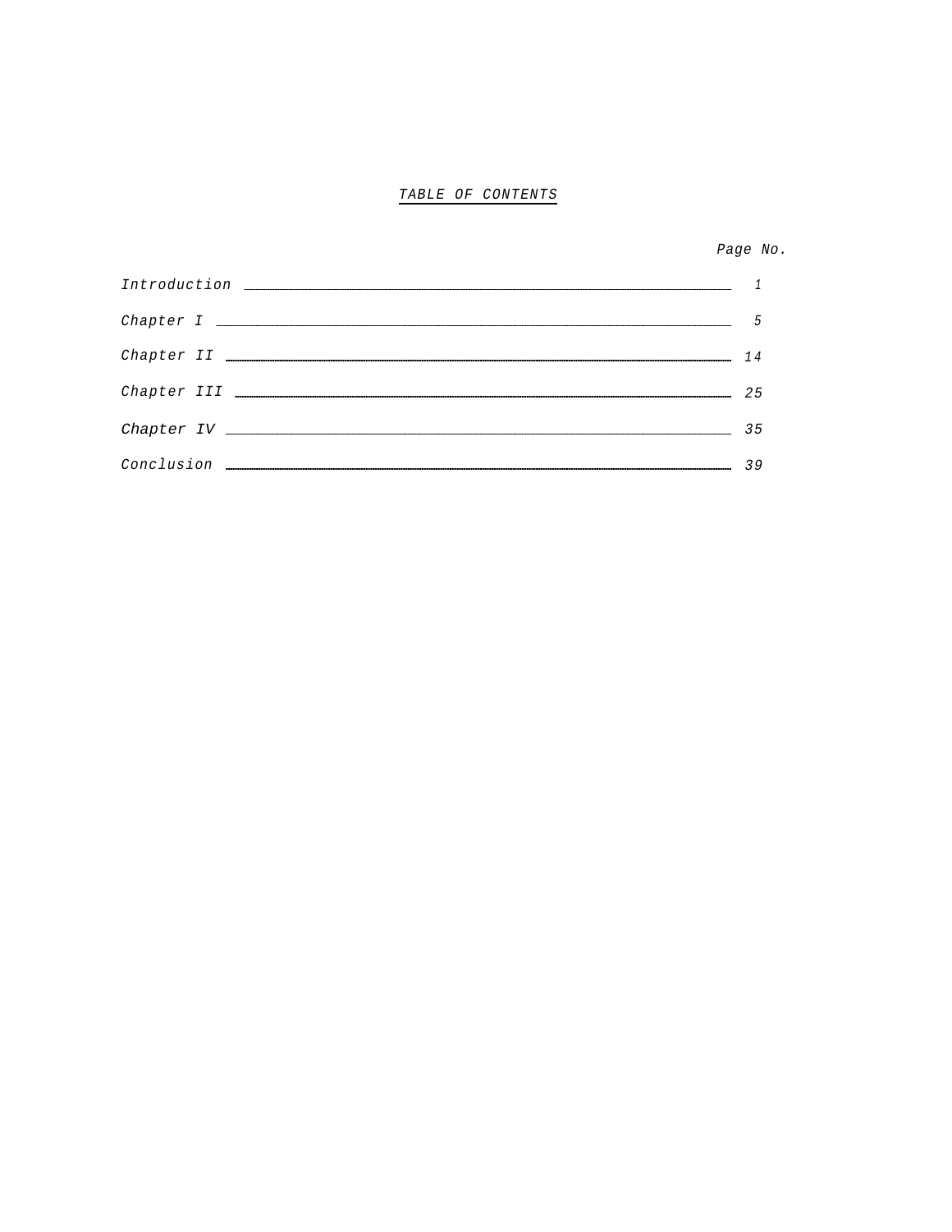# *TABLE OF CONTENTS*

| | *Page No.* |
|---|---|
| *Introduction* | *1* |
| *Chapter I* | *5* |
| *Chapter II* | *14* |
| *Chapter III* | *25* |
| *Chapter IV* | *35* |
| *Conclusion* | *39* |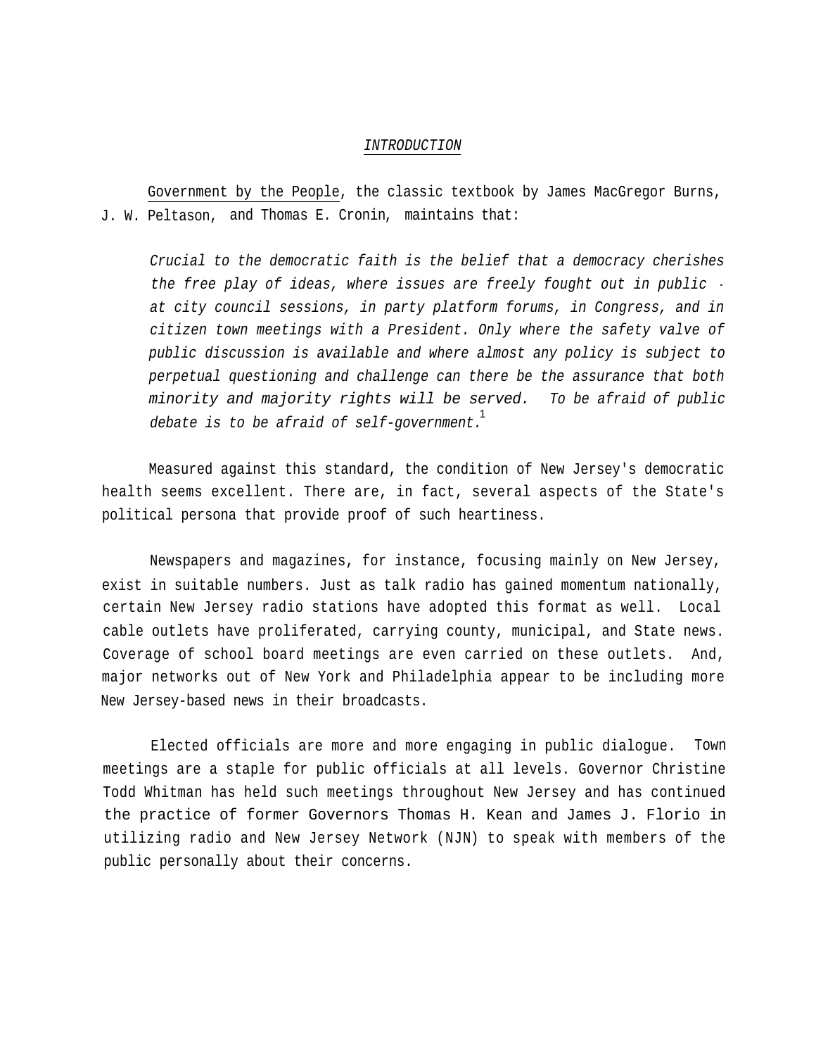# *INTRODUCTION*

Government by the People, the classic textbook by James MacGregor Burns, J. W. Peltason, and Thomas E. Cronin, maintains that:

> *Crucial to the democratic faith is the belief that a democracy cherishes the free play of ideas, where issues are freely fought out in public - at city council sessions, in party platform forums, in Congress, and in citizen town meetings with a President. Only where the safety valve of public discussion is available and where almost any policy is subject to perpetual questioning and challenge can there be the assurance that both minority and majority rights will be served. To be afraid of public debate is to be afraid of self-government.*[1]

Measured against this standard, the condition of New Jersey's democratic health seems excellent. There are, in fact, several aspects of the State's political persona that provide proof of such heartiness.

Newspapers and magazines, for instance, focusing mainly on New Jersey, exist in suitable numbers. Just as talk radio has gained momentum nationally, certain New Jersey radio stations have adopted this format as well. Local cable outlets have proliferated, carrying county, municipal, and State news. Coverage of school board meetings are even carried on these outlets. And, major networks out of New York and Philadelphia appear to be including more New Jersey-based news in their broadcasts.

Elected officials are more and more engaging in public dialogue. Town meetings are a staple for public officials at all levels. Governor Christine Todd Whitman has held such meetings throughout New Jersey and has continued the practice of former Governors Thomas H. Kean and James J. Florio in utilizing radio and New Jersey Network (NJN) to speak with members of the public personally about their concerns.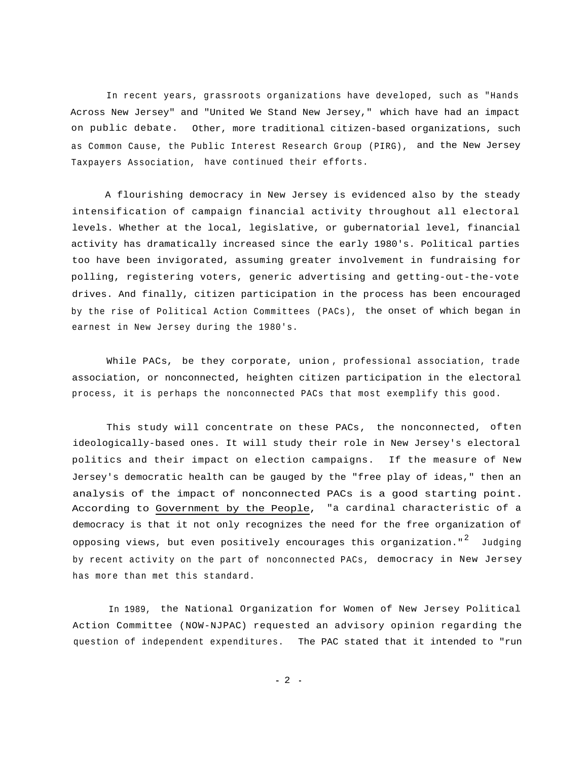In recent years, grassroots organizations have developed, such as "Hands Across New Jersey" and "United We Stand New Jersey," which have had an impact on public debate. Other, more traditional citizen-based organizations, such as Common Cause, the Public Interest Research Group (PIRG), and the New Jersey Taxpayers Association, have continued their efforts.

A flourishing democracy in New Jersey is evidenced also by the steady intensification of campaign financial activity throughout all electoral levels. Whether at the local, legislative, or gubernatorial level, financial activity has dramatically increased since the early 1980's. Political parties too have been invigorated, assuming greater involvement in fundraising for polling, registering voters, generic advertising and getting-out-the-vote drives. And finally, citizen participation in the process has been encouraged by the rise of Political Action Committees (PACs), the onset of which began in earnest in New Jersey during the 1980's.

While PACs, be they corporate, union, professional association, trade association, or nonconnected, heighten citizen participation in the electoral process, it is perhaps the nonconnected PACs that most exemplify this good.

This study will concentrate on these PACs, the nonconnected, often ideologically-based ones. It will study their role in New Jersey's electoral politics and their impact on election campaigns. If the measure of New Jersey's democratic health can be gauged by the "free play of ideas," then an analysis of the impact of nonconnected PACs is a good starting point. According to Government by the People, "a cardinal characteristic of a democracy is that it not only recognizes the need for the free organization of opposing views, but even positively encourages this organization."[2] Judging by recent activity on the part of nonconnected PACs, democracy in New Jersey has more than met this standard.

In 1989, the National Organization for Women of New Jersey Political Action Committee (NOW-NJPAC) requested an advisory opinion regarding the question of independent expenditures. The PAC stated that it intended to "run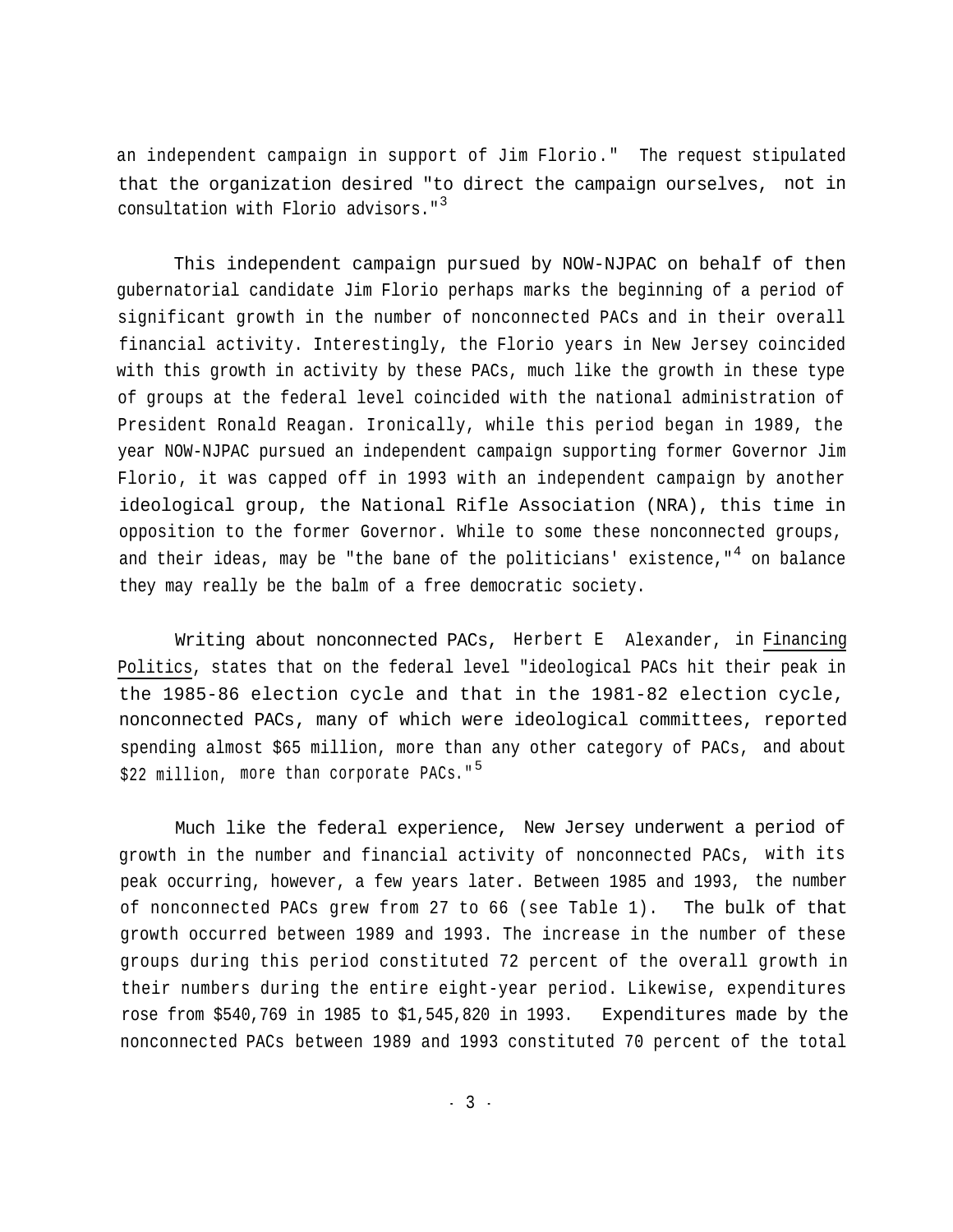an independent campaign in support of Jim Florio." The request stipulated that the organization desired "to direct the campaign ourselves, not in consultation with Florio advisors."[3]

This independent campaign pursued by NOW-NJPAC on behalf of then gubernatorial candidate Jim Florio perhaps marks the beginning of a period of significant growth in the number of nonconnected PACs and in their overall financial activity. Interestingly, the Florio years in New Jersey coincided with this growth in activity by these PACs, much like the growth in these type of groups at the federal level coincided with the national administration of President Ronald Reagan. Ironically, while this period began in 1989, the year NOW-NJPAC pursued an independent campaign supporting former Governor Jim Florio, it was capped off in 1993 with an independent campaign by another ideological group, the National Rifle Association (NRA), this time in opposition to the former Governor. While to some these nonconnected groups, and their ideas, may be "the bane of the politicians' existence,"[4] on balance they may really be the balm of a free democratic society.

Writing about nonconnected PACs, Herbert E Alexander, in Financing Politics, states that on the federal level "ideological PACs hit their peak in the 1985-86 election cycle and that in the 1981-82 election cycle, nonconnected PACs, many of which were ideological committees, reported spending almost $65 million, more than any other category of PACs, and about $22 million, more than corporate PACs."[5]

Much like the federal experience, New Jersey underwent a period of growth in the number and financial activity of nonconnected PACs, with its peak occurring, however, a few years later. Between 1985 and 1993, the number of nonconnected PACs grew from 27 to 66 (see Table 1). The bulk of that growth occurred between 1989 and 1993. The increase in the number of these groups during this period constituted 72 percent of the overall growth in their numbers during the entire eight-year period. Likewise, expenditures rose from $540,769 in 1985 to $1,545,820 in 1993. Expenditures made by the nonconnected PACs between 1989 and 1993 constituted 70 percent of the total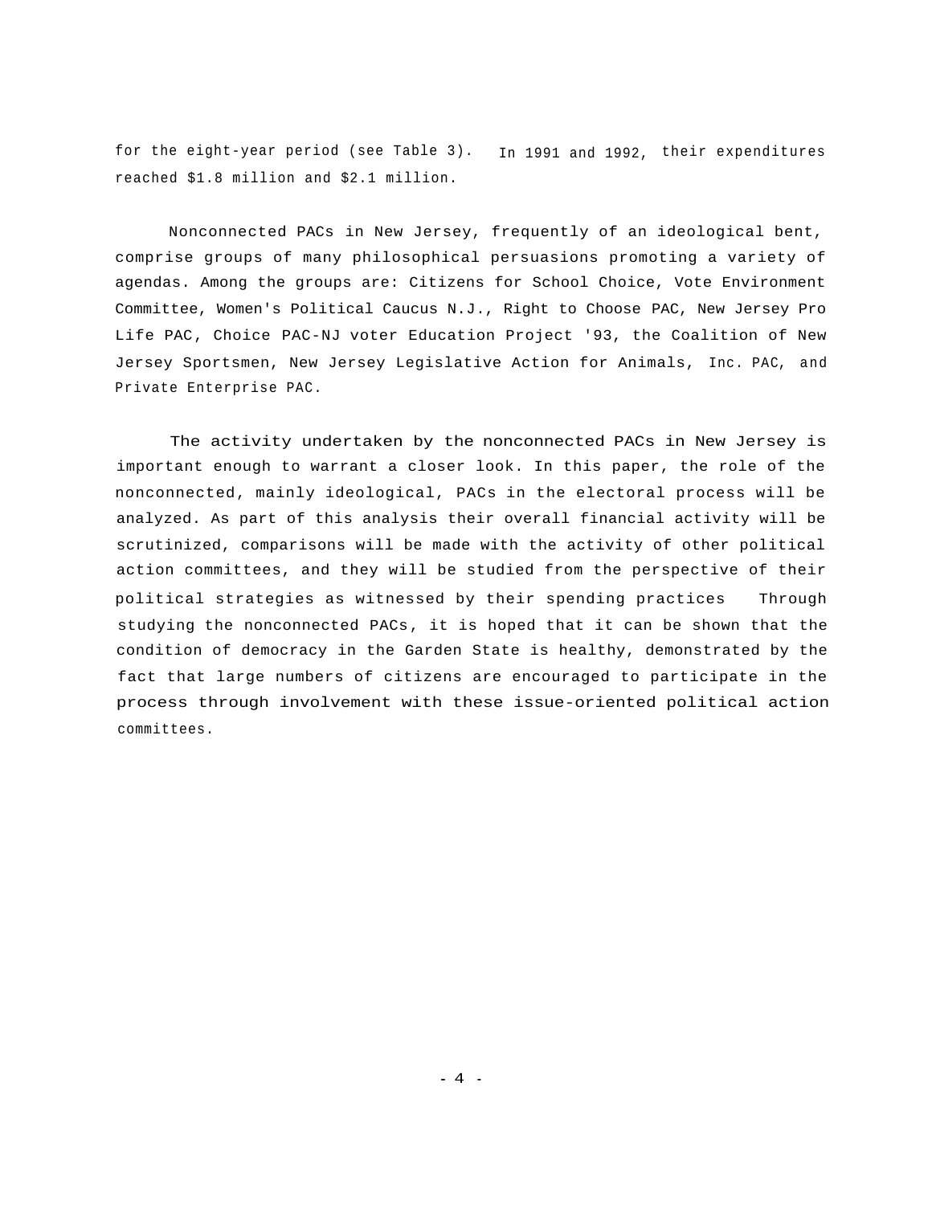for the eight-year period (see Table 3). In 1991 and 1992, their expenditures reached $1.8 million and $2.1 million.

Nonconnected PACs in New Jersey, frequently of an ideological bent, comprise groups of many philosophical persuasions promoting a variety of agendas. Among the groups are: Citizens for School Choice, Vote Environment Committee, Women's Political Caucus N.J., Right to Choose PAC, New Jersey Pro Life PAC, Choice PAC-NJ voter Education Project '93, the Coalition of New Jersey Sportsmen, New Jersey Legislative Action for Animals, Inc. PAC, and Private Enterprise PAC.

The activity undertaken by the nonconnected PACs in New Jersey is important enough to warrant a closer look. In this paper, the role of the nonconnected, mainly ideological, PACs in the electoral process will be analyzed. As part of this analysis their overall financial activity will be scrutinized, comparisons will be made with the activity of other political action committees, and they will be studied from the perspective of their political strategies as witnessed by their spending practices Through studying the nonconnected PACs, it is hoped that it can be shown that the condition of democracy in the Garden State is healthy, demonstrated by the fact that large numbers of citizens are encouraged to participate in the process through involvement with these issue-oriented political action committees.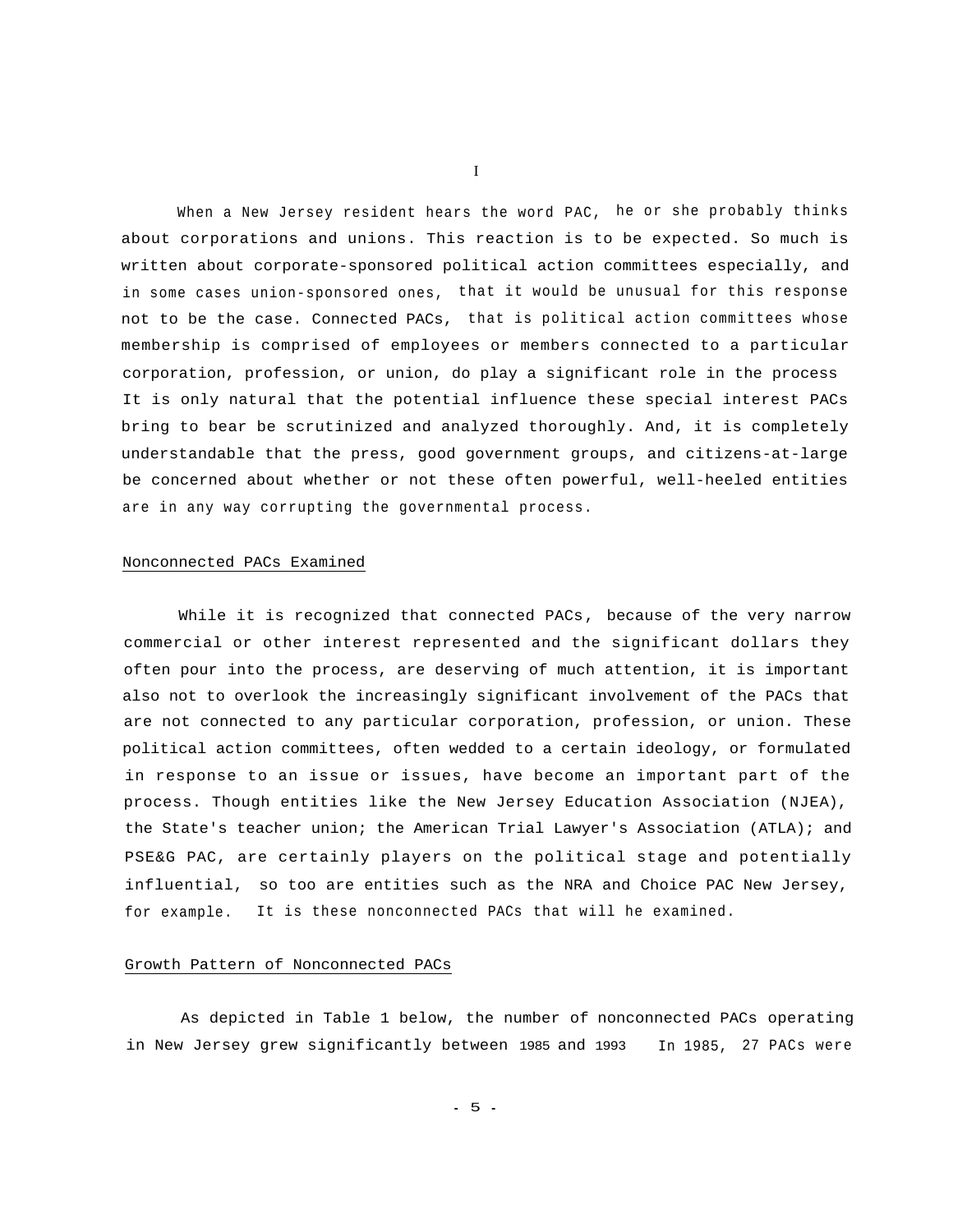# I

When a New Jersey resident hears the word PAC, he or she probably thinks about corporations and unions. This reaction is to be expected. So much is written about corporate-sponsored political action committees especially, and in some cases union-sponsored ones, that it would be unusual for this response not to be the case. Connected PACs, that is political action committees whose membership is comprised of employees or members connected to a particular corporation, profession, or union, do play a significant role in the process It is only natural that the potential influence these special interest PACs bring to bear be scrutinized and analyzed thoroughly. And, it is completely understandable that the press, good government groups, and citizens-at-large be concerned about whether or not these often powerful, well-heeled entities are in any way corrupting the governmental process.

## Nonconnected PACs Examined

While it is recognized that connected PACs, because of the very narrow commercial or other interest represented and the significant dollars they often pour into the process, are deserving of much attention, it is important also not to overlook the increasingly significant involvement of the PACs that are not connected to any particular corporation, profession, or union. These political action committees, often wedded to a certain ideology, or formulated in response to an issue or issues, have become an important part of the process. Though entities like the New Jersey Education Association (NJEA), the State's teacher union; the American Trial Lawyer's Association (ATLA); and PSE&G PAC, are certainly players on the political stage and potentially influential, so too are entities such as the NRA and Choice PAC New Jersey, for example. It is these nonconnected PACs that will he examined.

## Growth Pattern of Nonconnected PACs

As depicted in Table 1 below, the number of nonconnected PACs operating in New Jersey grew significantly between 1985 and 1993 In 1985, 27 PACs were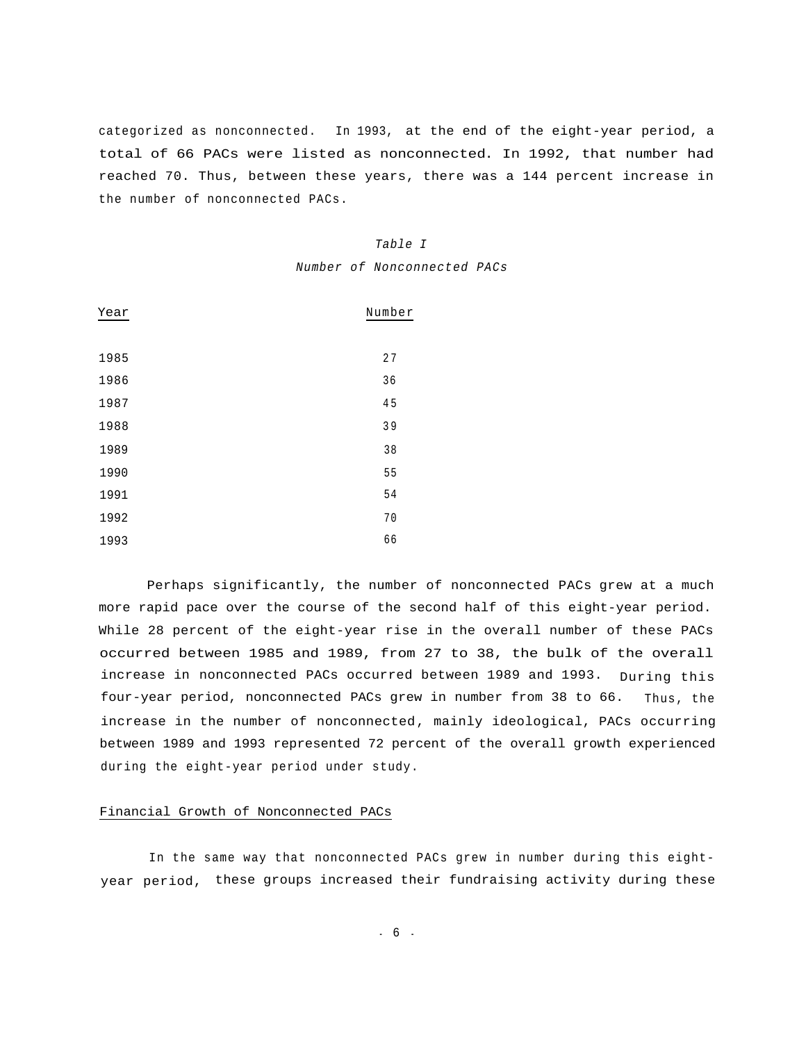categorized as nonconnected. In 1993, at the end of the eight-year period, a total of 66 PACs were listed as nonconnected. In 1992, that number had reached 70. Thus, between these years, there was a 144 percent increase in the number of nonconnected PACs.

*Table I*

*Number of Nonconnected PACs*

| Year | Number |
|---|---|
| 1985 | 27 |
| 1986 | 36 |
| 1987 | 45 |
| 1988 | 39 |
| 1989 | 38 |
| 1990 | 55 |
| 1991 | 54 |
| 1992 | 70 |
| 1993 | 66 |

Perhaps significantly, the number of nonconnected PACs grew at a much more rapid pace over the course of the second half of this eight-year period. While 28 percent of the eight-year rise in the overall number of these PACs occurred between 1985 and 1989, from 27 to 38, the bulk of the overall increase in nonconnected PACs occurred between 1989 and 1993. During this four-year period, nonconnected PACs grew in number from 38 to 66. Thus, the increase in the number of nonconnected, mainly ideological, PACs occurring between 1989 and 1993 represented 72 percent of the overall growth experienced during the eight-year period under study.

## Financial Growth of Nonconnected PACs

In the same way that nonconnected PACs grew in number during this eight-year period, these groups increased their fundraising activity during these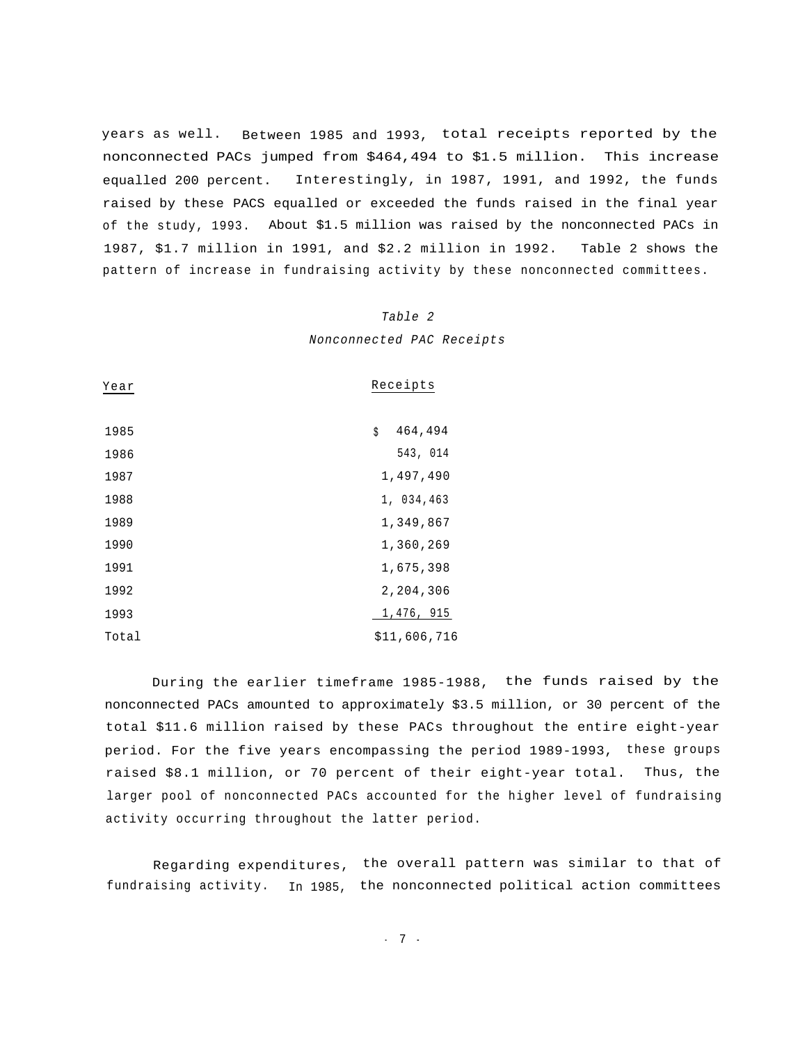years as well. Between 1985 and 1993, total receipts reported by the nonconnected PACs jumped from $464,494 to $1.5 million. This increase equalled 200 percent. Interestingly, in 1987, 1991, and 1992, the funds raised by these PACS equalled or exceeded the funds raised in the final year of the study, 1993. About $1.5 million was raised by the nonconnected PACs in 1987, $1.7 million in 1991, and $2.2 million in 1992. Table 2 shows the pattern of increase in fundraising activity by these nonconnected committees.

*Table 2*

*Nonconnected PAC Receipts*

| Year | Receipts |
|---|---|
| 1985 | $ 464,494 |
| 1986 | 543, 014 |
| 1987 | 1,497,490 |
| 1988 | 1, 034,463 |
| 1989 | 1,349,867 |
| 1990 | 1,360,269 |
| 1991 | 1,675,398 |
| 1992 | 2,204,306 |
| 1993 | 1,476, 915 |
| Total | $11,606,716 |

During the earlier timeframe 1985-1988, the funds raised by the nonconnected PACs amounted to approximately $3.5 million, or 30 percent of the total $11.6 million raised by these PACs throughout the entire eight-year period. For the five years encompassing the period 1989-1993, these groups raised $8.1 million, or 70 percent of their eight-year total. Thus, the larger pool of nonconnected PACs accounted for the higher level of fundraising activity occurring throughout the latter period.

Regarding expenditures, the overall pattern was similar to that of fundraising activity. In 1985, the nonconnected political action committees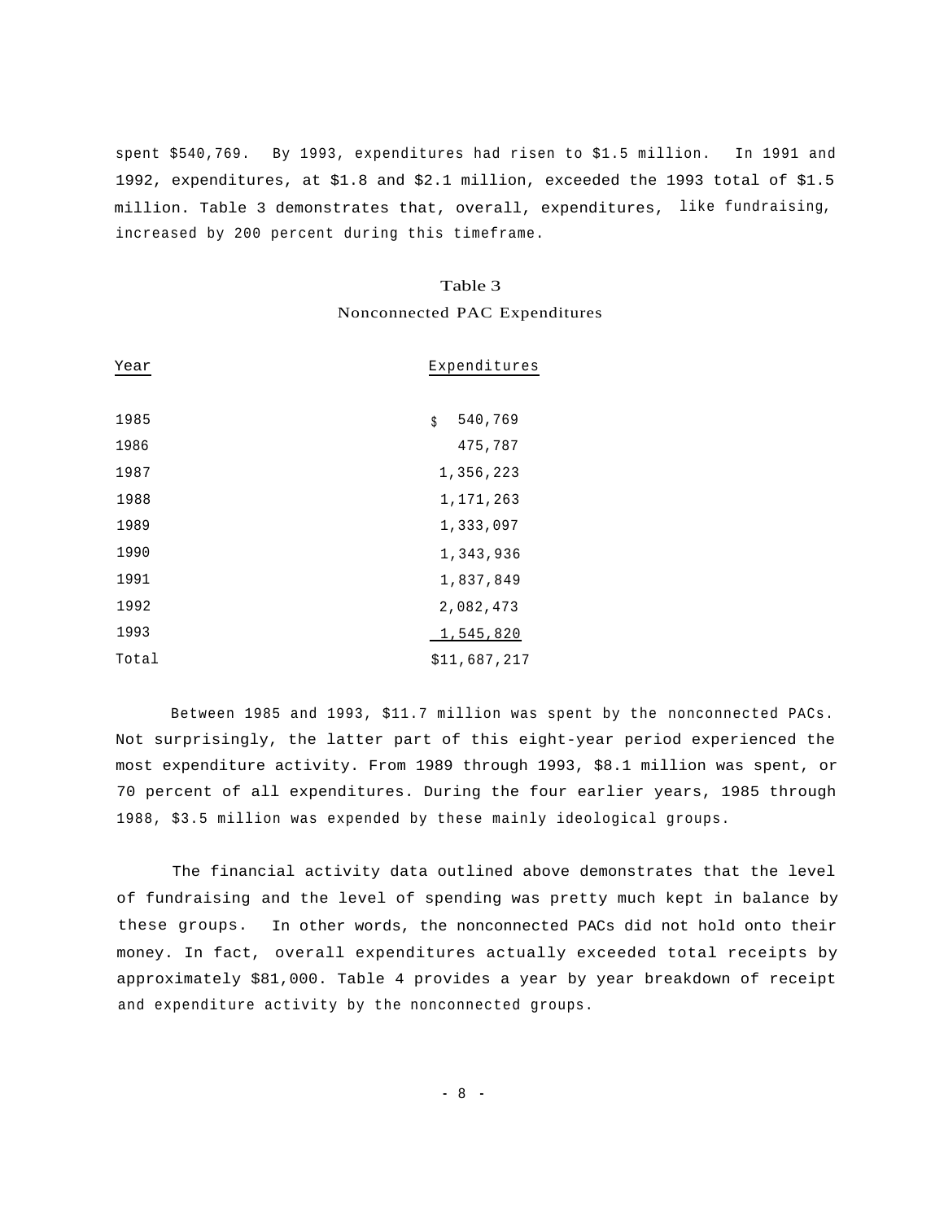spent $540,769. By 1993, expenditures had risen to $1.5 million. In 1991 and 1992, expenditures, at $1.8 and $2.1 million, exceeded the 1993 total of $1.5 million. Table 3 demonstrates that, overall, expenditures, like fundraising, increased by 200 percent during this timeframe.

Table 3

Nonconnected PAC Expenditures

| Year | Expenditures |
|---|---|
| 1985 | $ 540,769 |
| 1986 | 475,787 |
| 1987 | 1,356,223 |
| 1988 | 1,171,263 |
| 1989 | 1,333,097 |
| 1990 | 1,343,936 |
| 1991 | 1,837,849 |
| 1992 | 2,082,473 |
| 1993 | 1,545,820 |
| Total | $11,687,217 |

Between 1985 and 1993, $11.7 million was spent by the nonconnected PACs. Not surprisingly, the latter part of this eight-year period experienced the most expenditure activity. From 1989 through 1993, $8.1 million was spent, or 70 percent of all expenditures. During the four earlier years, 1985 through 1988, $3.5 million was expended by these mainly ideological groups.

The financial activity data outlined above demonstrates that the level of fundraising and the level of spending was pretty much kept in balance by these groups. In other words, the nonconnected PACs did not hold onto their money. In fact, overall expenditures actually exceeded total receipts by approximately $81,000. Table 4 provides a year by year breakdown of receipt and expenditure activity by the nonconnected groups.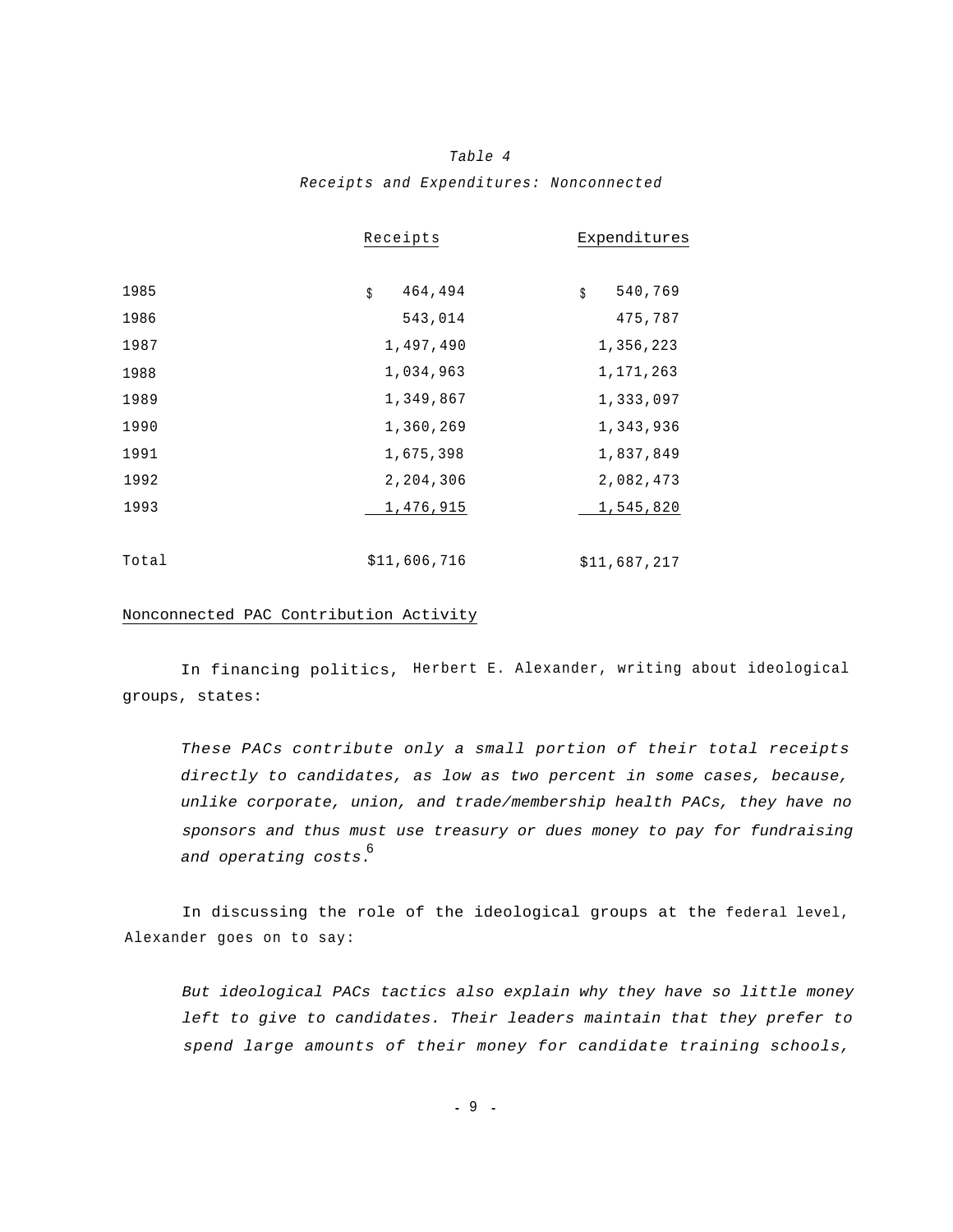*Table 4*

*Receipts and Expenditures: Nonconnected*

| | Receipts | Expenditures |
|---|---|---|
| 1985 | $ 464,494 | $ 540,769 |
| 1986 | 543,014 | 475,787 |
| 1987 | 1,497,490 | 1,356,223 |
| 1988 | 1,034,963 | 1,171,263 |
| 1989 | 1,349,867 | 1,333,097 |
| 1990 | 1,360,269 | 1,343,936 |
| 1991 | 1,675,398 | 1,837,849 |
| 1992 | 2,204,306 | 2,082,473 |
| 1993 | 1,476,915 | 1,545,820 |
| Total | $11,606,716 | $11,687,217 |

Nonconnected PAC Contribution Activity

In financing politics, Herbert E. Alexander, writing about ideological groups, states:

> *These PACs contribute only a small portion of their total receipts directly to candidates, as low as two percent in some cases, because, unlike corporate, union, and trade/membership health PACs, they have no sponsors and thus must use treasury or dues money to pay for fundraising and operating costs.*[6]

In discussing the role of the ideological groups at the federal level, Alexander goes on to say:

> *But ideological PACs tactics also explain why they have so little money left to give to candidates. Their leaders maintain that they prefer to spend large amounts of their money for candidate training schools,*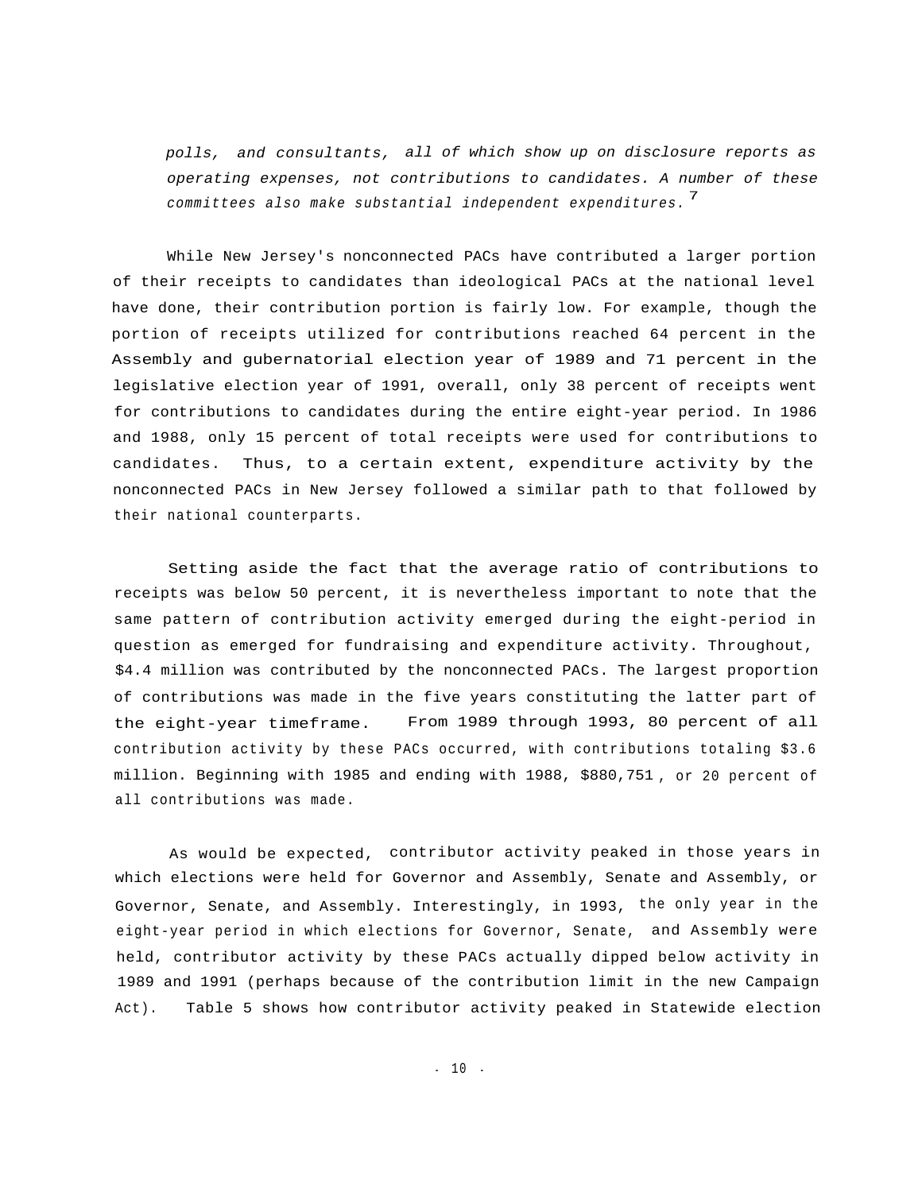*polls, and consultants, all of which show up on disclosure reports as operating expenses, not contributions to candidates. A number of these committees also make substantial independent expenditures.*[7]

While New Jersey's nonconnected PACs have contributed a larger portion of their receipts to candidates than ideological PACs at the national level have done, their contribution portion is fairly low. For example, though the portion of receipts utilized for contributions reached 64 percent in the Assembly and gubernatorial election year of 1989 and 71 percent in the legislative election year of 1991, overall, only 38 percent of receipts went for contributions to candidates during the entire eight-year period. In 1986 and 1988, only 15 percent of total receipts were used for contributions to candidates. Thus, to a certain extent, expenditure activity by the nonconnected PACs in New Jersey followed a similar path to that followed by their national counterparts.

Setting aside the fact that the average ratio of contributions to receipts was below 50 percent, it is nevertheless important to note that the same pattern of contribution activity emerged during the eight-period in question as emerged for fundraising and expenditure activity. Throughout, $4.4 million was contributed by the nonconnected PACs. The largest proportion of contributions was made in the five years constituting the latter part of the eight-year timeframe. From 1989 through 1993, 80 percent of all contribution activity by these PACs occurred, with contributions totaling $3.6 million. Beginning with 1985 and ending with 1988, $880,751, or 20 percent of all contributions was made.

As would be expected, contributor activity peaked in those years in which elections were held for Governor and Assembly, Senate and Assembly, or Governor, Senate, and Assembly. Interestingly, in 1993, the only year in the eight-year period in which elections for Governor, Senate, and Assembly were held, contributor activity by these PACs actually dipped below activity in 1989 and 1991 (perhaps because of the contribution limit in the new Campaign Act). Table 5 shows how contributor activity peaked in Statewide election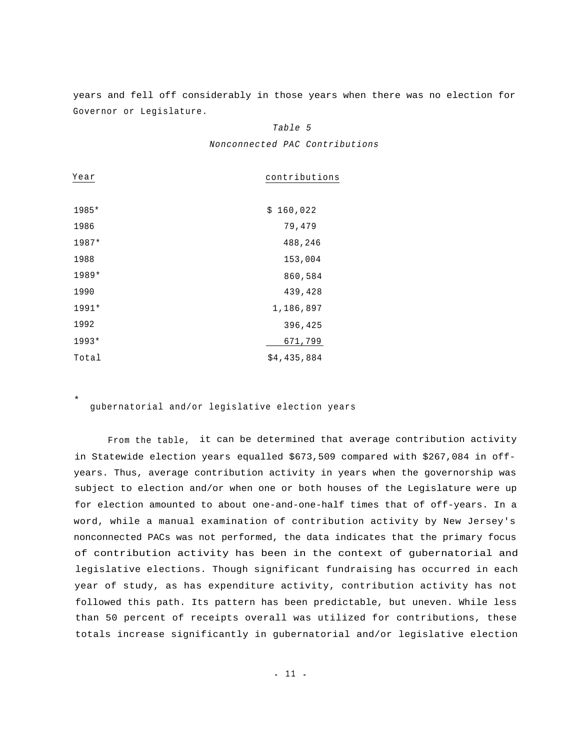years and fell off considerably in those years when there was no election for Governor or Legislature.

*Table 5*

*Nonconnected PAC Contributions*

| Year | contributions |
|---|---|
| 1985* | $ 160,022 |
| 1986 | 79,479 |
| 1987* | 488,246 |
| 1988 | 153,004 |
| 1989* | 860,584 |
| 1990 | 439,428 |
| 1991* | 1,186,897 |
| 1992 | 396,425 |
| 1993* | 671,799 |
| Total | $4,435,884 |

\* gubernatorial and/or legislative election years

From the table, it can be determined that average contribution activity in Statewide election years equalled $673,509 compared with $267,084 in off-years. Thus, average contribution activity in years when the governorship was subject to election and/or when one or both houses of the Legislature were up for election amounted to about one-and-one-half times that of off-years. In a word, while a manual examination of contribution activity by New Jersey's nonconnected PACs was not performed, the data indicates that the primary focus of contribution activity has been in the context of gubernatorial and legislative elections. Though significant fundraising has occurred in each year of study, as has expenditure activity, contribution activity has not followed this path. Its pattern has been predictable, but uneven. While less than 50 percent of receipts overall was utilized for contributions, these totals increase significantly in gubernatorial and/or legislative election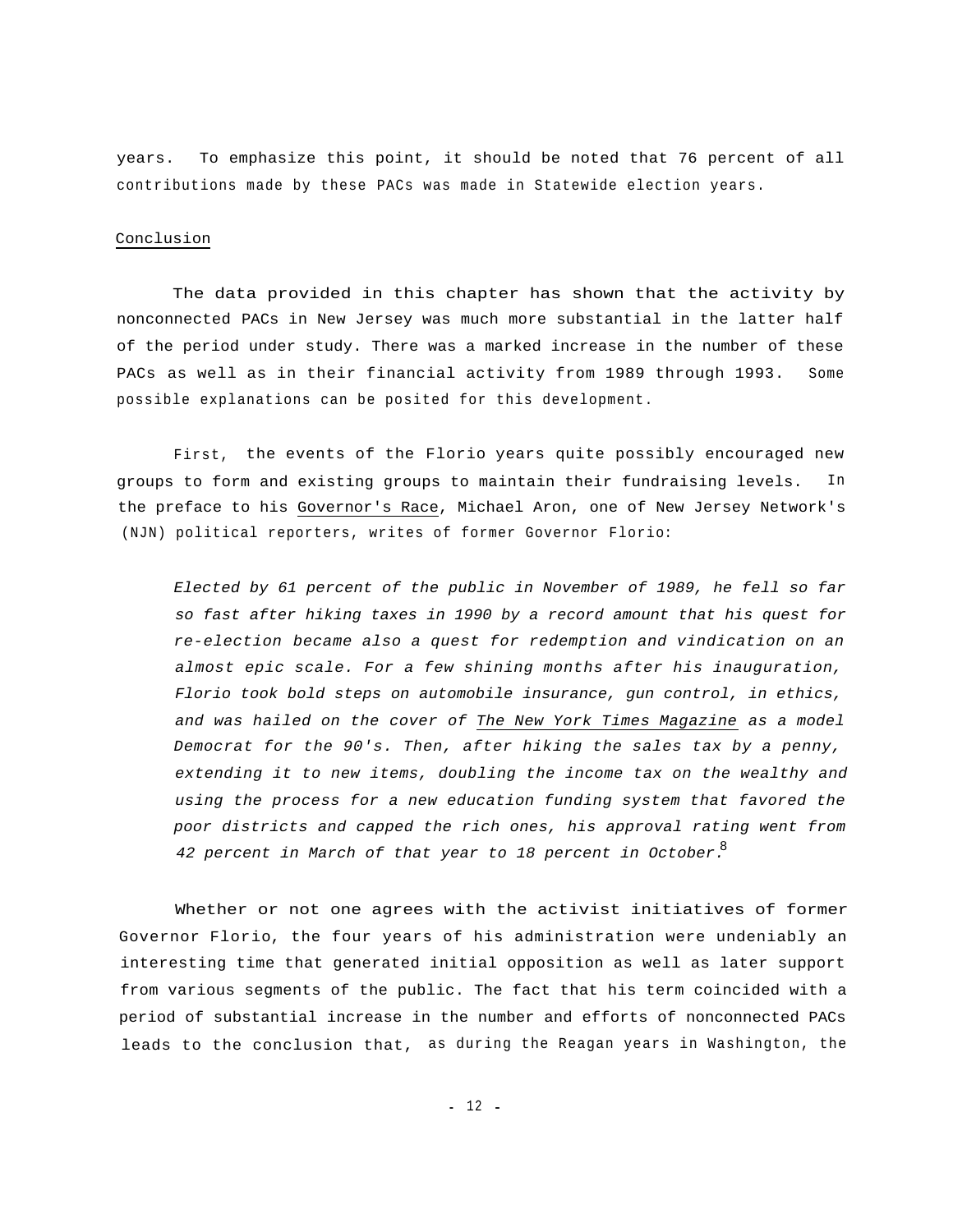years. To emphasize this point, it should be noted that 76 percent of all contributions made by these PACs was made in Statewide election years.

## Conclusion

The data provided in this chapter has shown that the activity by nonconnected PACs in New Jersey was much more substantial in the latter half of the period under study. There was a marked increase in the number of these PACs as well as in their financial activity from 1989 through 1993. Some possible explanations can be posited for this development.

First, the events of the Florio years quite possibly encouraged new groups to form and existing groups to maintain their fundraising levels. In the preface to his Governor's Race, Michael Aron, one of New Jersey Network's (NJN) political reporters, writes of former Governor Florio:

> *Elected by 61 percent of the public in November of 1989, he fell so far so fast after hiking taxes in 1990 by a record amount that his quest for re-election became also a quest for redemption and vindication on an almost epic scale. For a few shining months after his inauguration, Florio took bold steps on automobile insurance, gun control, in ethics, and was hailed on the cover of The New York Times Magazine as a model Democrat for the 90's. Then, after hiking the sales tax by a penny, extending it to new items, doubling the income tax on the wealthy and using the process for a new education funding system that favored the poor districts and capped the rich ones, his approval rating went from 42 percent in March of that year to 18 percent in October.*[8]

Whether or not one agrees with the activist initiatives of former Governor Florio, the four years of his administration were undeniably an interesting time that generated initial opposition as well as later support from various segments of the public. The fact that his term coincided with a period of substantial increase in the number and efforts of nonconnected PACs leads to the conclusion that, as during the Reagan years in Washington, the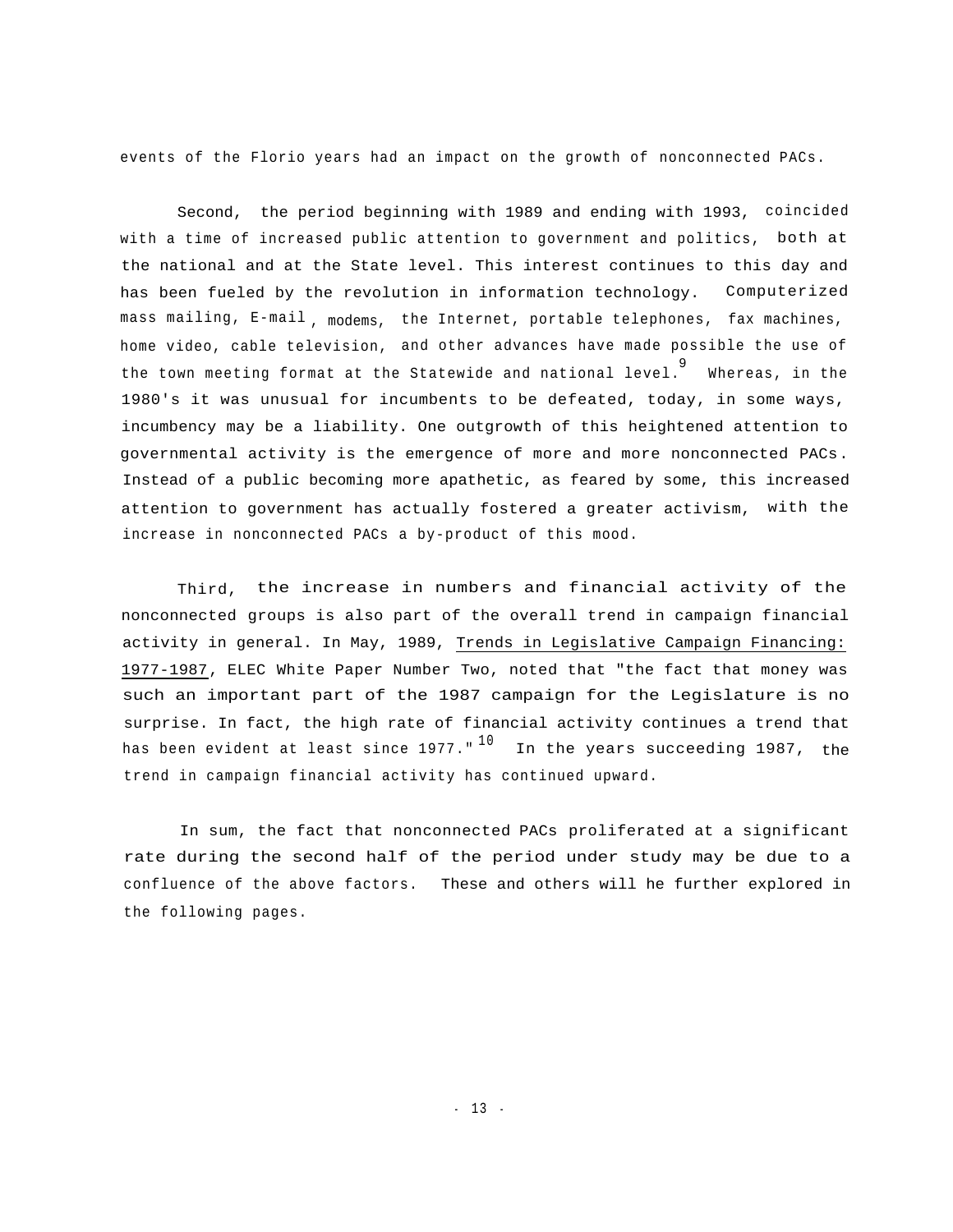events of the Florio years had an impact on the growth of nonconnected PACs.

Second, the period beginning with 1989 and ending with 1993, coincided with a time of increased public attention to government and politics, both at the national and at the State level. This interest continues to this day and has been fueled by the revolution in information technology. Computerized mass mailing, E-mail, modems, the Internet, portable telephones, fax machines, home video, cable television, and other advances have made possible the use of the town meeting format at the Statewide and national level.[9] Whereas, in the 1980's it was unusual for incumbents to be defeated, today, in some ways, incumbency may be a liability. One outgrowth of this heightened attention to governmental activity is the emergence of more and more nonconnected PACs. Instead of a public becoming more apathetic, as feared by some, this increased attention to government has actually fostered a greater activism, with the increase in nonconnected PACs a by-product of this mood.

Third, the increase in numbers and financial activity of the nonconnected groups is also part of the overall trend in campaign financial activity in general. In May, 1989, Trends in Legislative Campaign Financing: 1977-1987, ELEC White Paper Number Two, noted that "the fact that money was such an important part of the 1987 campaign for the Legislature is no surprise. In fact, the high rate of financial activity continues a trend that has been evident at least since 1977."[10] In the years succeeding 1987, the trend in campaign financial activity has continued upward.

In sum, the fact that nonconnected PACs proliferated at a significant rate during the second half of the period under study may be due to a confluence of the above factors. These and others will he further explored in the following pages.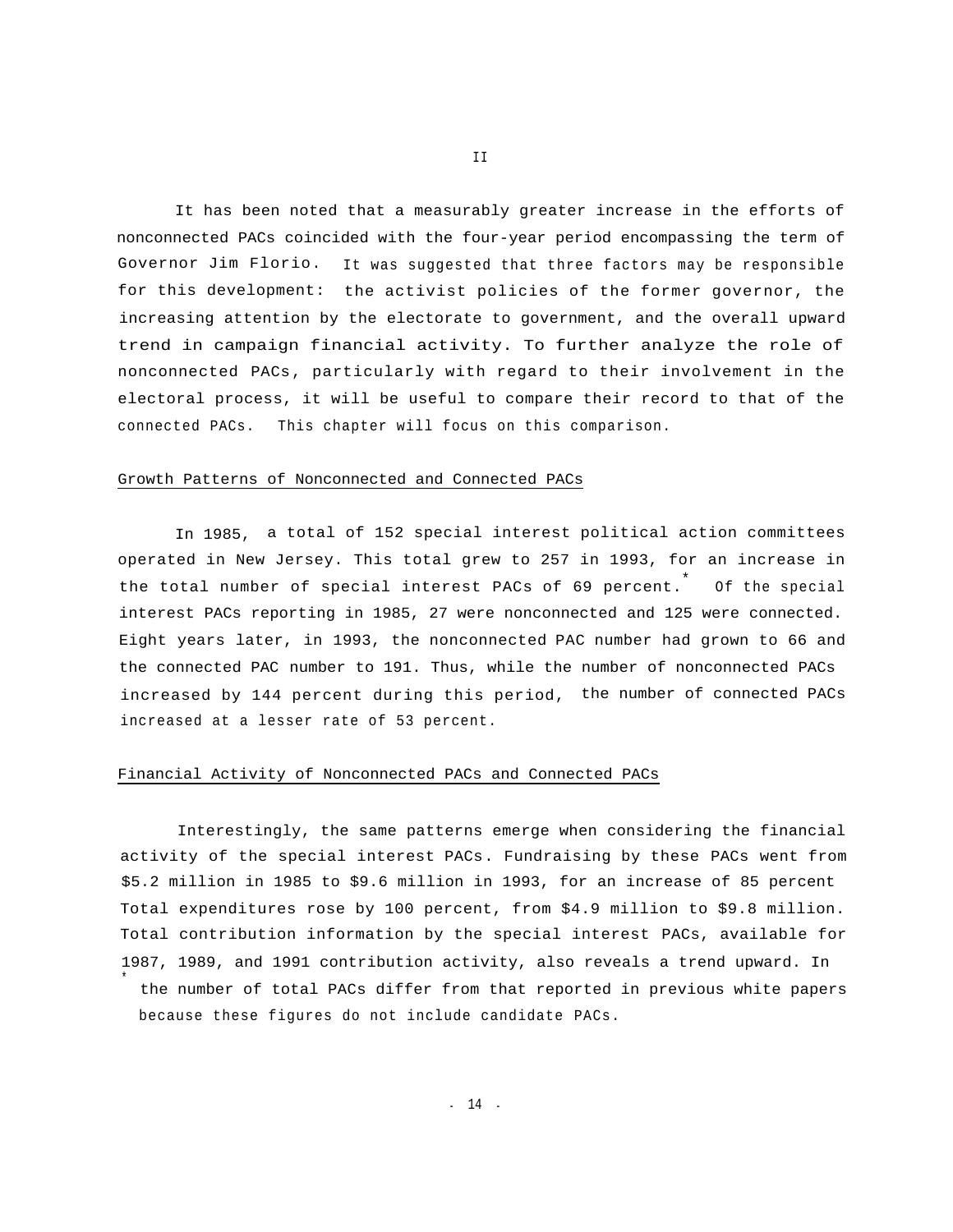# II

It has been noted that a measurably greater increase in the efforts of nonconnected PACs coincided with the four-year period encompassing the term of Governor Jim Florio. It was suggested that three factors may be responsible for this development: the activist policies of the former governor, the increasing attention by the electorate to government, and the overall upward trend in campaign financial activity. To further analyze the role of nonconnected PACs, particularly with regard to their involvement in the electoral process, it will be useful to compare their record to that of the connected PACs. This chapter will focus on this comparison.

## Growth Patterns of Nonconnected and Connected PACs

In 1985, a total of 152 special interest political action committees operated in New Jersey. This total grew to 257 in 1993, for an increase in the total number of special interest PACs of 69 percent.* Of the special interest PACs reporting in 1985, 27 were nonconnected and 125 were connected. Eight years later, in 1993, the nonconnected PAC number had grown to 66 and the connected PAC number to 191. Thus, while the number of nonconnected PACs increased by 144 percent during this period, the number of connected PACs increased at a lesser rate of 53 percent.

## Financial Activity of Nonconnected PACs and Connected PACs

Interestingly, the same patterns emerge when considering the financial activity of the special interest PACs. Fundraising by these PACs went from $5.2 million in 1985 to $9.6 million in 1993, for an increase of 85 percent Total expenditures rose by 100 percent, from $4.9 million to $9.8 million. Total contribution information by the special interest PACs, available for 1987, 1989, and 1991 contribution activity, also reveals a trend upward. In

* the number of total PACs differ from that reported in previous white papers because these figures do not include candidate PACs.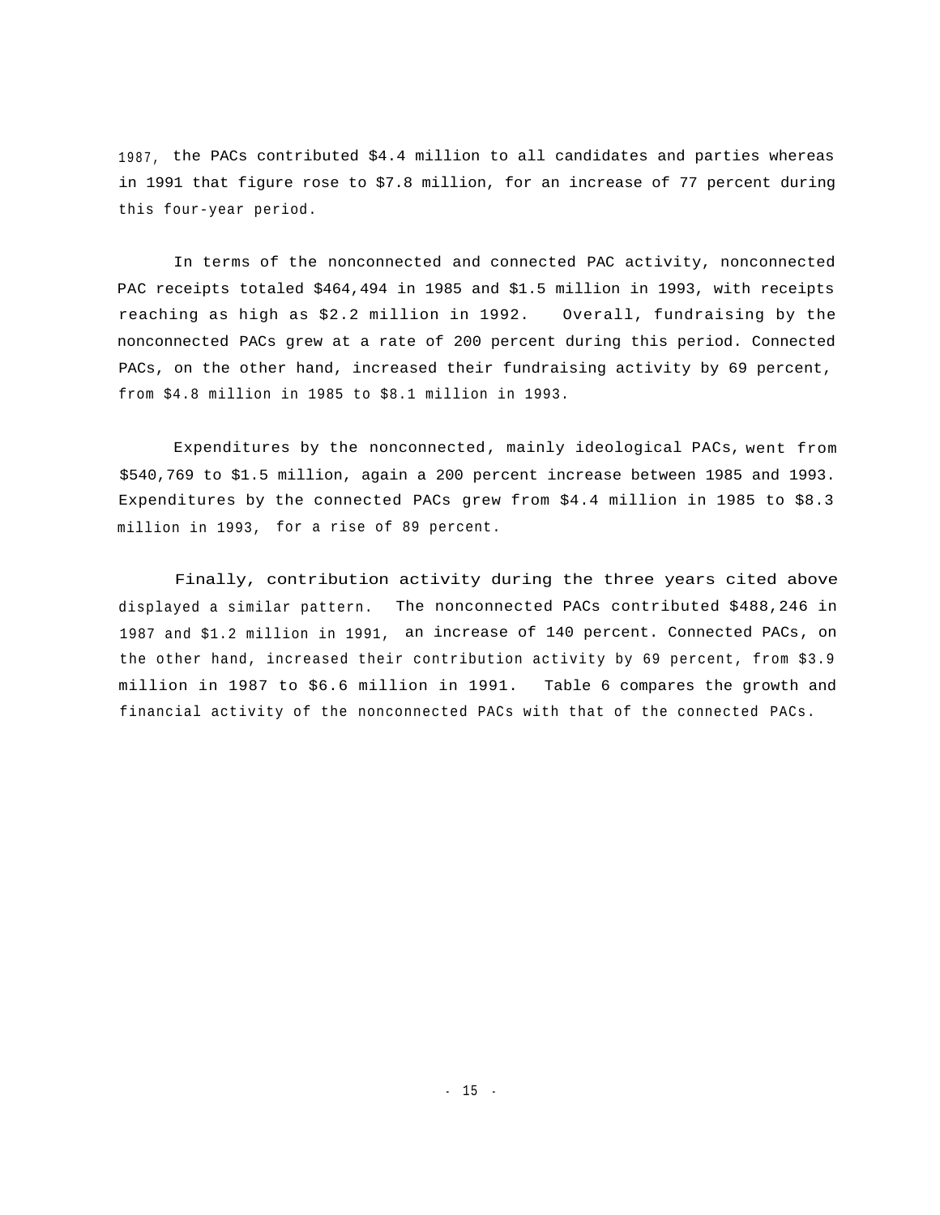1987, the PACs contributed $4.4 million to all candidates and parties whereas in 1991 that figure rose to $7.8 million, for an increase of 77 percent during this four-year period.

In terms of the nonconnected and connected PAC activity, nonconnected PAC receipts totaled $464,494 in 1985 and $1.5 million in 1993, with receipts reaching as high as $2.2 million in 1992. Overall, fundraising by the nonconnected PACs grew at a rate of 200 percent during this period. Connected PACs, on the other hand, increased their fundraising activity by 69 percent, from $4.8 million in 1985 to $8.1 million in 1993.

Expenditures by the nonconnected, mainly ideological PACs, went from $540,769 to $1.5 million, again a 200 percent increase between 1985 and 1993. Expenditures by the connected PACs grew from $4.4 million in 1985 to $8.3 million in 1993, for a rise of 89 percent.

Finally, contribution activity during the three years cited above displayed a similar pattern. The nonconnected PACs contributed $488,246 in 1987 and $1.2 million in 1991, an increase of 140 percent. Connected PACs, on the other hand, increased their contribution activity by 69 percent, from $3.9 million in 1987 to $6.6 million in 1991. Table 6 compares the growth and financial activity of the nonconnected PACs with that of the connected PACs.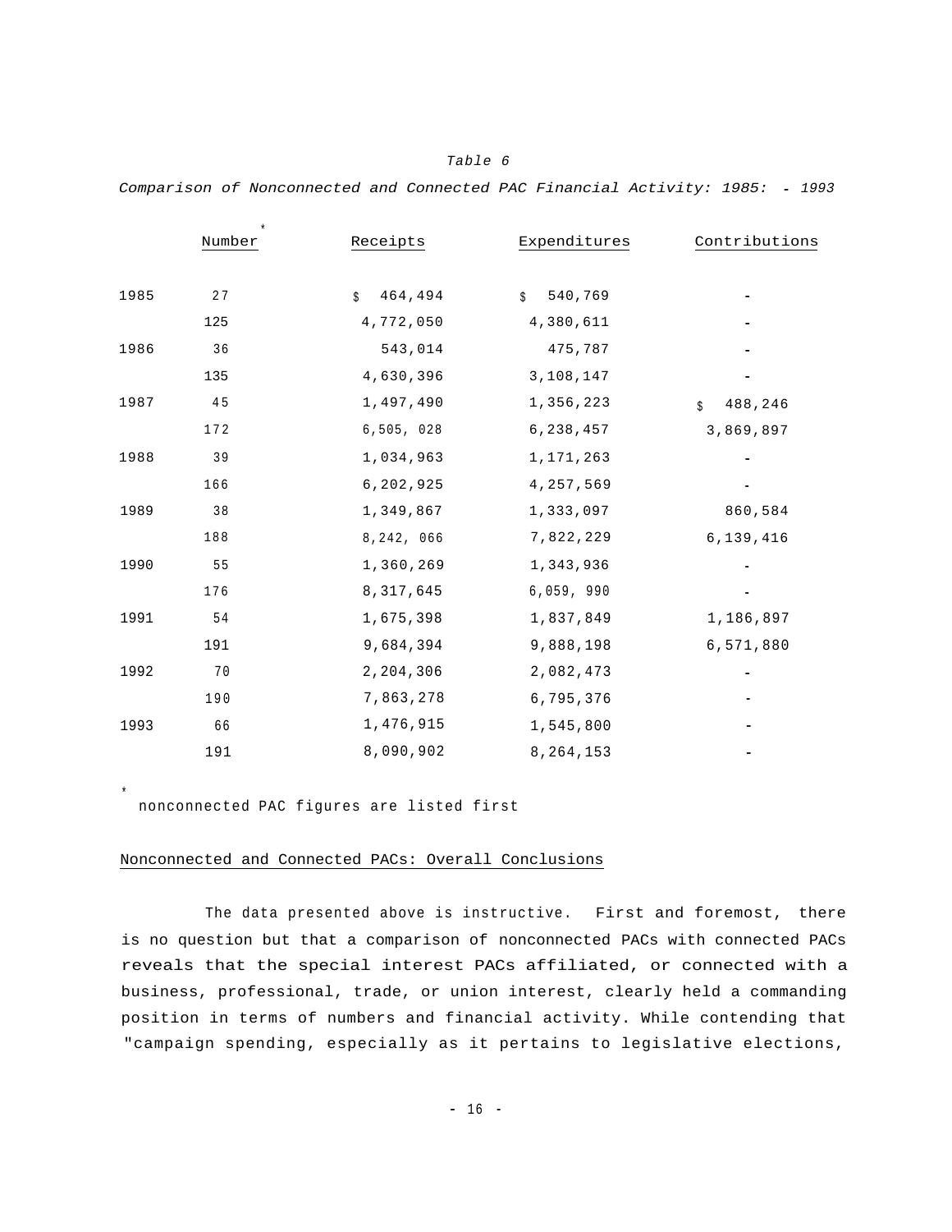*Table 6*

*Comparison of Nonconnected and Connected PAC Financial Activity: 1985: - 1993*

| | Number* | Receipts | Expenditures | Contributions |
|---|---|---|---|---|
| 1985 | 27 | $ 464,494 | $ 540,769 | - |
| | 125 | 4,772,050 | 4,380,611 | - |
| 1986 | 36 | 543,014 | 475,787 | - |
| | 135 | 4,630,396 | 3,108,147 | - |
| 1987 | 45 | 1,497,490 | 1,356,223 | $ 488,246 |
| | 172 | 6,505, 028 | 6,238,457 | 3,869,897 |
| 1988 | 39 | 1,034,963 | 1,171,263 | - |
| | 166 | 6,202,925 | 4,257,569 | - |
| 1989 | 38 | 1,349,867 | 1,333,097 | 860,584 |
| | 188 | 8,242, 066 | 7,822,229 | 6,139,416 |
| 1990 | 55 | 1,360,269 | 1,343,936 | - |
| | 176 | 8,317,645 | 6,059, 990 | - |
| 1991 | 54 | 1,675,398 | 1,837,849 | 1,186,897 |
| | 191 | 9,684,394 | 9,888,198 | 6,571,880 |
| 1992 | 70 | 2,204,306 | 2,082,473 | - |
| | 190 | 7,863,278 | 6,795,376 | - |
| 1993 | 66 | 1,476,915 | 1,545,800 | - |
| | 191 | 8,090,902 | 8,264,153 | - |

\* nonconnected PAC figures are listed first

## Nonconnected and Connected PACs: Overall Conclusions

The data presented above is instructive. First and foremost, there is no question but that a comparison of nonconnected PACs with connected PACs reveals that the special interest PACs affiliated, or connected with a business, professional, trade, or union interest, clearly held a commanding position in terms of numbers and financial activity. While contending that "campaign spending, especially as it pertains to legislative elections,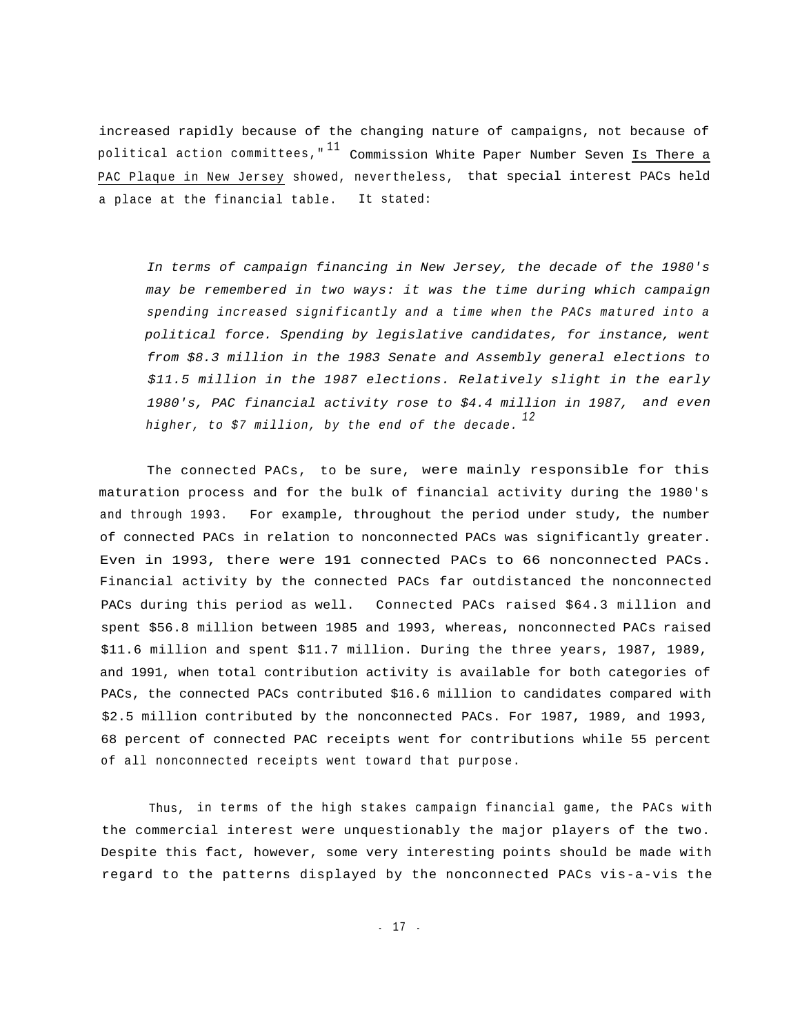increased rapidly because of the changing nature of campaigns, not because of political action committees,"[11] Commission White Paper Number Seven Is There a PAC Plaque in New Jersey showed, nevertheless, that special interest PACs held a place at the financial table. It stated:

> *In terms of campaign financing in New Jersey, the decade of the 1980's may be remembered in two ways: it was the time during which campaign spending increased significantly and a time when the PACs matured into a political force. Spending by legislative candidates, for instance, went from $8.3 million in the 1983 Senate and Assembly general elections to $11.5 million in the 1987 elections. Relatively slight in the early 1980's, PAC financial activity rose to $4.4 million in 1987, and even higher, to $7 million, by the end of the decade.*[12]

The connected PACs, to be sure, were mainly responsible for this maturation process and for the bulk of financial activity during the 1980's and through 1993. For example, throughout the period under study, the number of connected PACs in relation to nonconnected PACs was significantly greater. Even in 1993, there were 191 connected PACs to 66 nonconnected PACs. Financial activity by the connected PACs far outdistanced the nonconnected PACs during this period as well. Connected PACs raised $64.3 million and spent $56.8 million between 1985 and 1993, whereas, nonconnected PACs raised $11.6 million and spent $11.7 million. During the three years, 1987, 1989, and 1991, when total contribution activity is available for both categories of PACs, the connected PACs contributed $16.6 million to candidates compared with $2.5 million contributed by the nonconnected PACs. For 1987, 1989, and 1993, 68 percent of connected PAC receipts went for contributions while 55 percent of all nonconnected receipts went toward that purpose.

Thus, in terms of the high stakes campaign financial game, the PACs with the commercial interest were unquestionably the major players of the two. Despite this fact, however, some very interesting points should be made with regard to the patterns displayed by the nonconnected PACs vis-a-vis the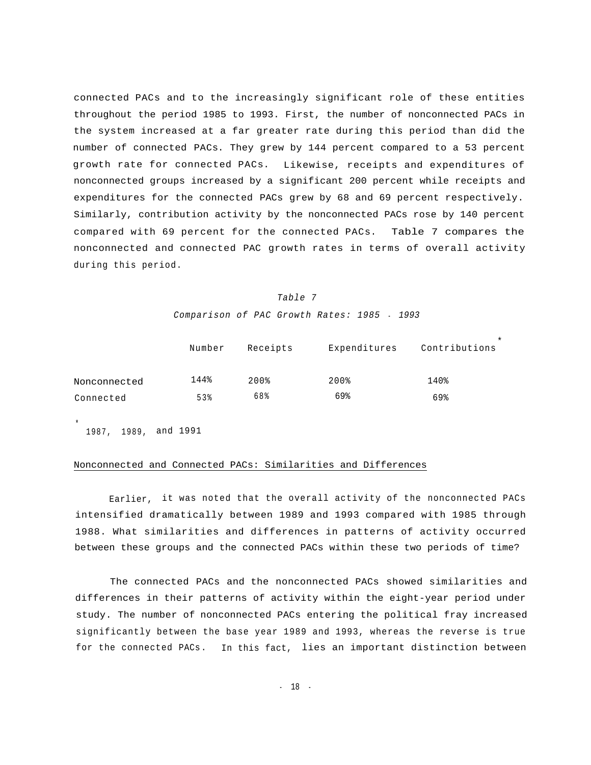connected PACs and to the increasingly significant role of these entities throughout the period 1985 to 1993. First, the number of nonconnected PACs in the system increased at a far greater rate during this period than did the number of connected PACs. They grew by 144 percent compared to a 53 percent growth rate for connected PACs. Likewise, receipts and expenditures of nonconnected groups increased by a significant 200 percent while receipts and expenditures for the connected PACs grew by 68 and 69 percent respectively. Similarly, contribution activity by the nonconnected PACs rose by 140 percent compared with 69 percent for the connected PACs. Table 7 compares the nonconnected and connected PAC growth rates in terms of overall activity during this period.

*Table 7*

*Comparison of PAC Growth Rates: 1985 - 1993*

| | Number | Receipts | Expenditures | Contributions* |
|---|---|---|---|---|
| Nonconnected | 144% | 200% | 200% | 140% |
| Connected | 53% | 68% | 69% | 69% |

* 1987, 1989, and 1991

Nonconnected and Connected PACs: Similarities and Differences

Earlier, it was noted that the overall activity of the nonconnected PACs intensified dramatically between 1989 and 1993 compared with 1985 through 1988. What similarities and differences in patterns of activity occurred between these groups and the connected PACs within these two periods of time?

The connected PACs and the nonconnected PACs showed similarities and differences in their patterns of activity within the eight-year period under study. The number of nonconnected PACs entering the political fray increased significantly between the base year 1989 and 1993, whereas the reverse is true for the connected PACs. In this fact, lies an important distinction between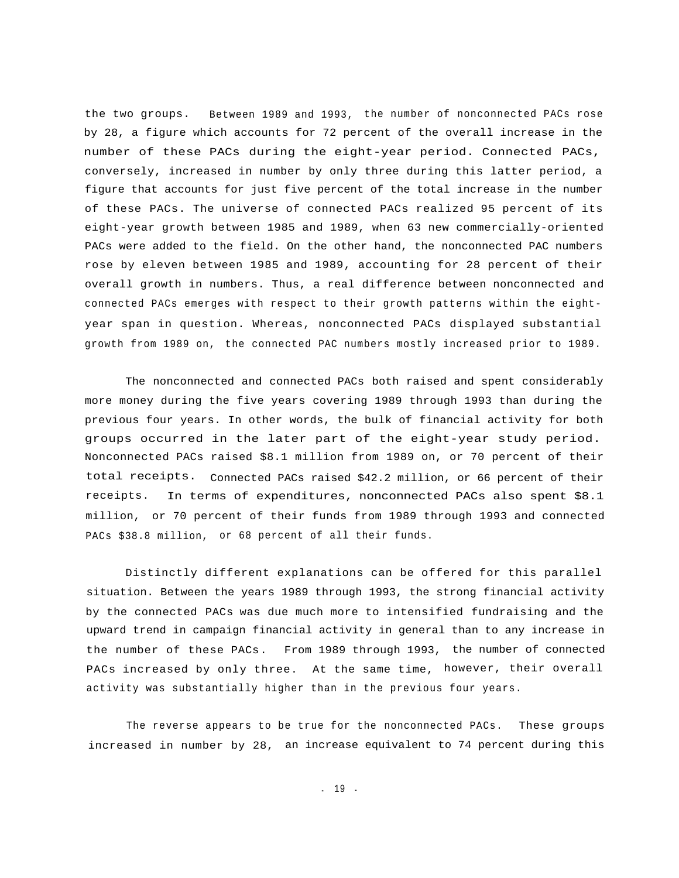the two groups. Between 1989 and 1993, the number of nonconnected PACs rose by 28, a figure which accounts for 72 percent of the overall increase in the number of these PACs during the eight-year period. Connected PACs, conversely, increased in number by only three during this latter period, a figure that accounts for just five percent of the total increase in the number of these PACs. The universe of connected PACs realized 95 percent of its eight-year growth between 1985 and 1989, when 63 new commercially-oriented PACs were added to the field. On the other hand, the nonconnected PAC numbers rose by eleven between 1985 and 1989, accounting for 28 percent of their overall growth in numbers. Thus, a real difference between nonconnected and connected PACs emerges with respect to their growth patterns within the eight-year span in question. Whereas, nonconnected PACs displayed substantial growth from 1989 on, the connected PAC numbers mostly increased prior to 1989.

The nonconnected and connected PACs both raised and spent considerably more money during the five years covering 1989 through 1993 than during the previous four years. In other words, the bulk of financial activity for both groups occurred in the later part of the eight-year study period. Nonconnected PACs raised $8.1 million from 1989 on, or 70 percent of their total receipts. Connected PACs raised $42.2 million, or 66 percent of their receipts. In terms of expenditures, nonconnected PACs also spent $8.1 million, or 70 percent of their funds from 1989 through 1993 and connected PACs $38.8 million, or 68 percent of all their funds.

Distinctly different explanations can be offered for this parallel situation. Between the years 1989 through 1993, the strong financial activity by the connected PACs was due much more to intensified fundraising and the upward trend in campaign financial activity in general than to any increase in the number of these PACs. From 1989 through 1993, the number of connected PACs increased by only three. At the same time, however, their overall activity was substantially higher than in the previous four years.

The reverse appears to be true for the nonconnected PACs. These groups increased in number by 28, an increase equivalent to 74 percent during this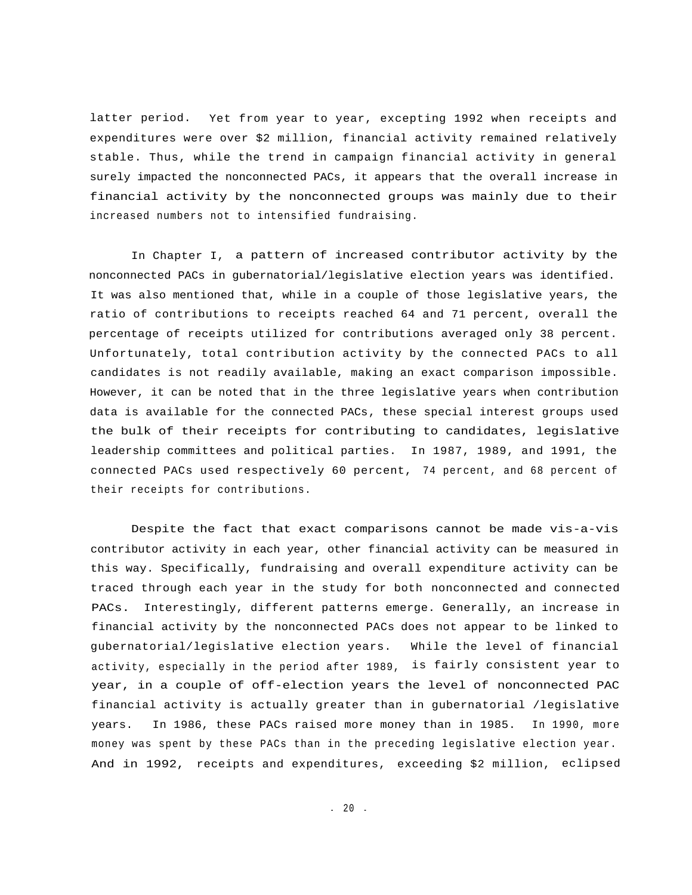latter period. Yet from year to year, excepting 1992 when receipts and expenditures were over $2 million, financial activity remained relatively stable. Thus, while the trend in campaign financial activity in general surely impacted the nonconnected PACs, it appears that the overall increase in financial activity by the nonconnected groups was mainly due to their increased numbers not to intensified fundraising.

In Chapter I, a pattern of increased contributor activity by the nonconnected PACs in gubernatorial/legislative election years was identified. It was also mentioned that, while in a couple of those legislative years, the ratio of contributions to receipts reached 64 and 71 percent, overall the percentage of receipts utilized for contributions averaged only 38 percent. Unfortunately, total contribution activity by the connected PACs to all candidates is not readily available, making an exact comparison impossible. However, it can be noted that in the three legislative years when contribution data is available for the connected PACs, these special interest groups used the bulk of their receipts for contributing to candidates, legislative leadership committees and political parties. In 1987, 1989, and 1991, the connected PACs used respectively 60 percent, 74 percent, and 68 percent of their receipts for contributions.

Despite the fact that exact comparisons cannot be made vis-a-vis contributor activity in each year, other financial activity can be measured in this way. Specifically, fundraising and overall expenditure activity can be traced through each year in the study for both nonconnected and connected PACs. Interestingly, different patterns emerge. Generally, an increase in financial activity by the nonconnected PACs does not appear to be linked to gubernatorial/legislative election years. While the level of financial activity, especially in the period after 1989, is fairly consistent year to year, in a couple of off-election years the level of nonconnected PAC financial activity is actually greater than in gubernatorial /legislative years. In 1986, these PACs raised more money than in 1985. In 1990, more money was spent by these PACs than in the preceding legislative election year. And in 1992, receipts and expenditures, exceeding $2 million, eclipsed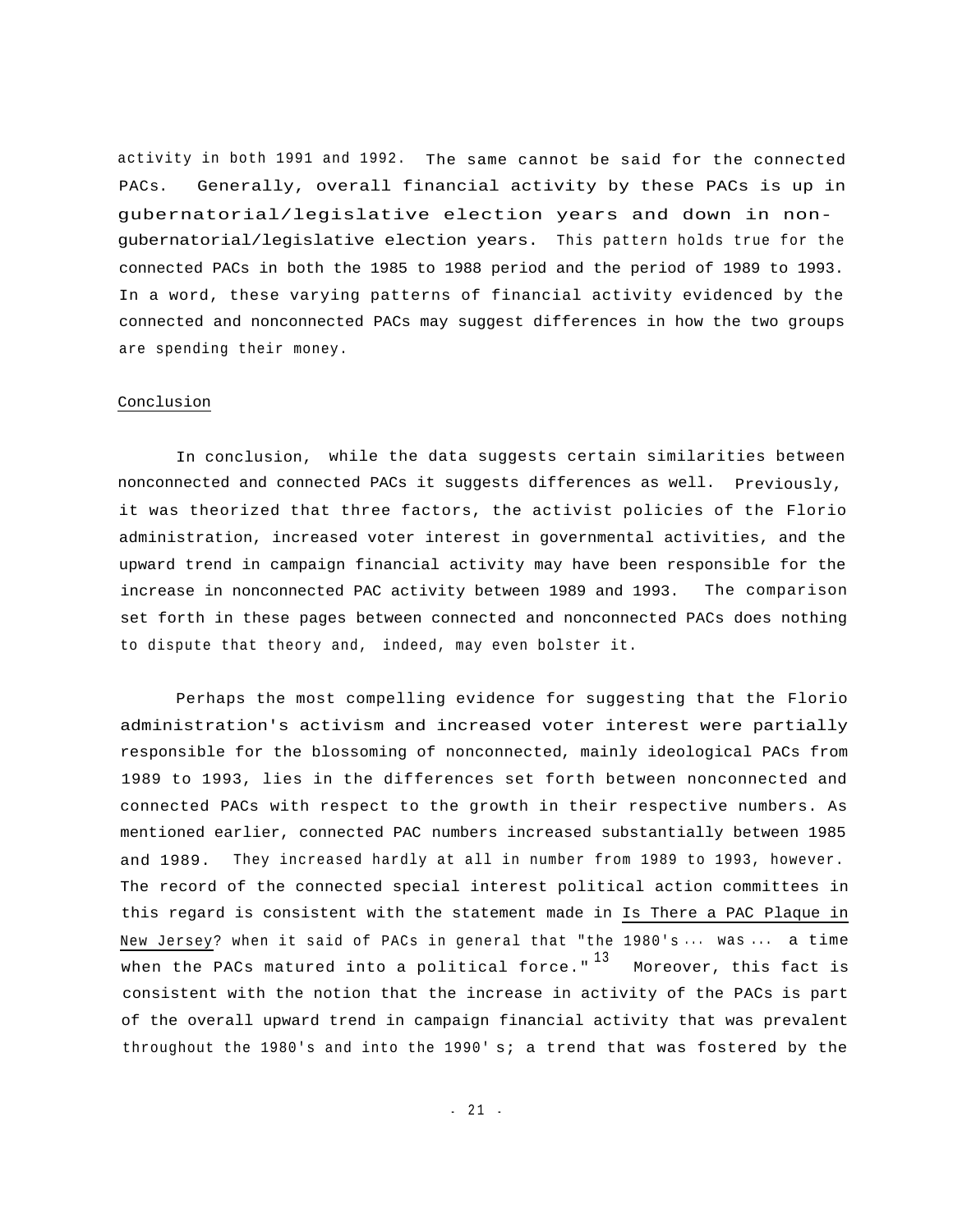activity in both 1991 and 1992. The same cannot be said for the connected PACs. Generally, overall financial activity by these PACs is up in gubernatorial/legislative election years and down in non-gubernatorial/legislative election years. This pattern holds true for the connected PACs in both the 1985 to 1988 period and the period of 1989 to 1993. In a word, these varying patterns of financial activity evidenced by the connected and nonconnected PACs may suggest differences in how the two groups are spending their money.

## Conclusion

In conclusion, while the data suggests certain similarities between nonconnected and connected PACs it suggests differences as well. Previously, it was theorized that three factors, the activist policies of the Florio administration, increased voter interest in governmental activities, and the upward trend in campaign financial activity may have been responsible for the increase in nonconnected PAC activity between 1989 and 1993. The comparison set forth in these pages between connected and nonconnected PACs does nothing to dispute that theory and, indeed, may even bolster it.

Perhaps the most compelling evidence for suggesting that the Florio administration's activism and increased voter interest were partially responsible for the blossoming of nonconnected, mainly ideological PACs from 1989 to 1993, lies in the differences set forth between nonconnected and connected PACs with respect to the growth in their respective numbers. As mentioned earlier, connected PAC numbers increased substantially between 1985 and 1989. They increased hardly at all in number from 1989 to 1993, however. The record of the connected special interest political action committees in this regard is consistent with the statement made in Is There a PAC Plaque in New Jersey? when it said of PACs in general that "the 1980's ... was ... a time when the PACs matured into a political force."[13] Moreover, this fact is consistent with the notion that the increase in activity of the PACs is part of the overall upward trend in campaign financial activity that was prevalent throughout the 1980's and into the 1990's; a trend that was fostered by the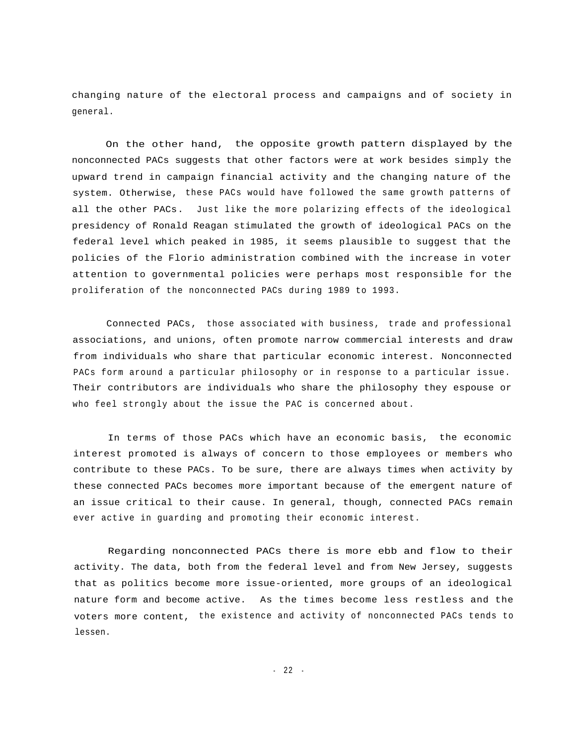changing nature of the electoral process and campaigns and of society in general.

On the other hand, the opposite growth pattern displayed by the nonconnected PACs suggests that other factors were at work besides simply the upward trend in campaign financial activity and the changing nature of the system. Otherwise, these PACs would have followed the same growth patterns of all the other PACs. Just like the more polarizing effects of the ideological presidency of Ronald Reagan stimulated the growth of ideological PACs on the federal level which peaked in 1985, it seems plausible to suggest that the policies of the Florio administration combined with the increase in voter attention to governmental policies were perhaps most responsible for the proliferation of the nonconnected PACs during 1989 to 1993.

Connected PACs, those associated with business, trade and professional associations, and unions, often promote narrow commercial interests and draw from individuals who share that particular economic interest. Nonconnected PACs form around a particular philosophy or in response to a particular issue. Their contributors are individuals who share the philosophy they espouse or who feel strongly about the issue the PAC is concerned about.

In terms of those PACs which have an economic basis, the economic interest promoted is always of concern to those employees or members who contribute to these PACs. To be sure, there are always times when activity by these connected PACs becomes more important because of the emergent nature of an issue critical to their cause. In general, though, connected PACs remain ever active in guarding and promoting their economic interest.

Regarding nonconnected PACs there is more ebb and flow to their activity. The data, both from the federal level and from New Jersey, suggests that as politics become more issue-oriented, more groups of an ideological nature form and become active. As the times become less restless and the voters more content, the existence and activity of nonconnected PACs tends to lessen.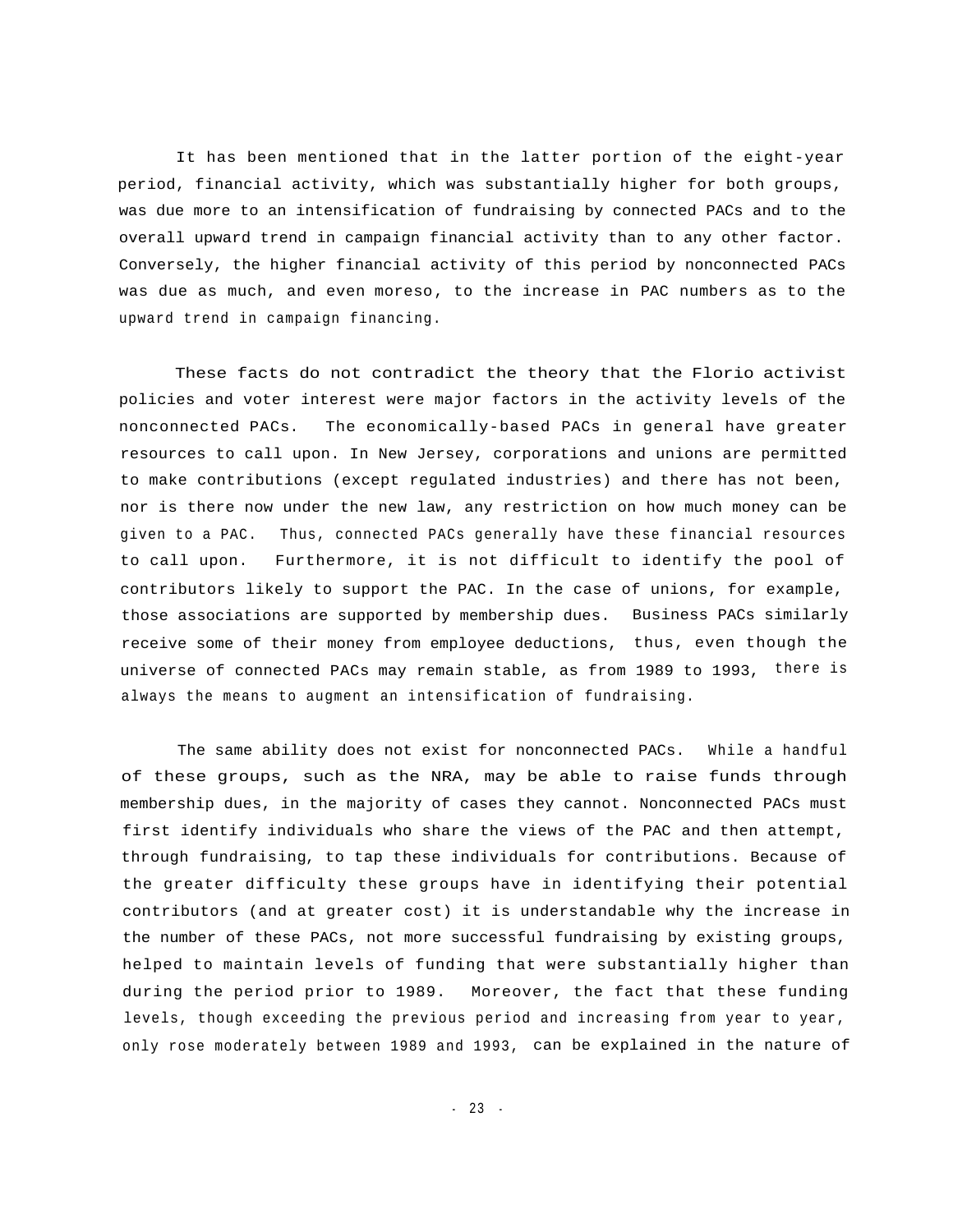It has been mentioned that in the latter portion of the eight-year period, financial activity, which was substantially higher for both groups, was due more to an intensification of fundraising by connected PACs and to the overall upward trend in campaign financial activity than to any other factor. Conversely, the higher financial activity of this period by nonconnected PACs was due as much, and even moreso, to the increase in PAC numbers as to the upward trend in campaign financing.

These facts do not contradict the theory that the Florio activist policies and voter interest were major factors in the activity levels of the nonconnected PACs. The economically-based PACs in general have greater resources to call upon. In New Jersey, corporations and unions are permitted to make contributions (except regulated industries) and there has not been, nor is there now under the new law, any restriction on how much money can be given to a PAC. Thus, connected PACs generally have these financial resources to call upon. Furthermore, it is not difficult to identify the pool of contributors likely to support the PAC. In the case of unions, for example, those associations are supported by membership dues. Business PACs similarly receive some of their money from employee deductions, thus, even though the universe of connected PACs may remain stable, as from 1989 to 1993, there is always the means to augment an intensification of fundraising.

The same ability does not exist for nonconnected PACs. While a handful of these groups, such as the NRA, may be able to raise funds through membership dues, in the majority of cases they cannot. Nonconnected PACs must first identify individuals who share the views of the PAC and then attempt, through fundraising, to tap these individuals for contributions. Because of the greater difficulty these groups have in identifying their potential contributors (and at greater cost) it is understandable why the increase in the number of these PACs, not more successful fundraising by existing groups, helped to maintain levels of funding that were substantially higher than during the period prior to 1989. Moreover, the fact that these funding levels, though exceeding the previous period and increasing from year to year, only rose moderately between 1989 and 1993, can be explained in the nature of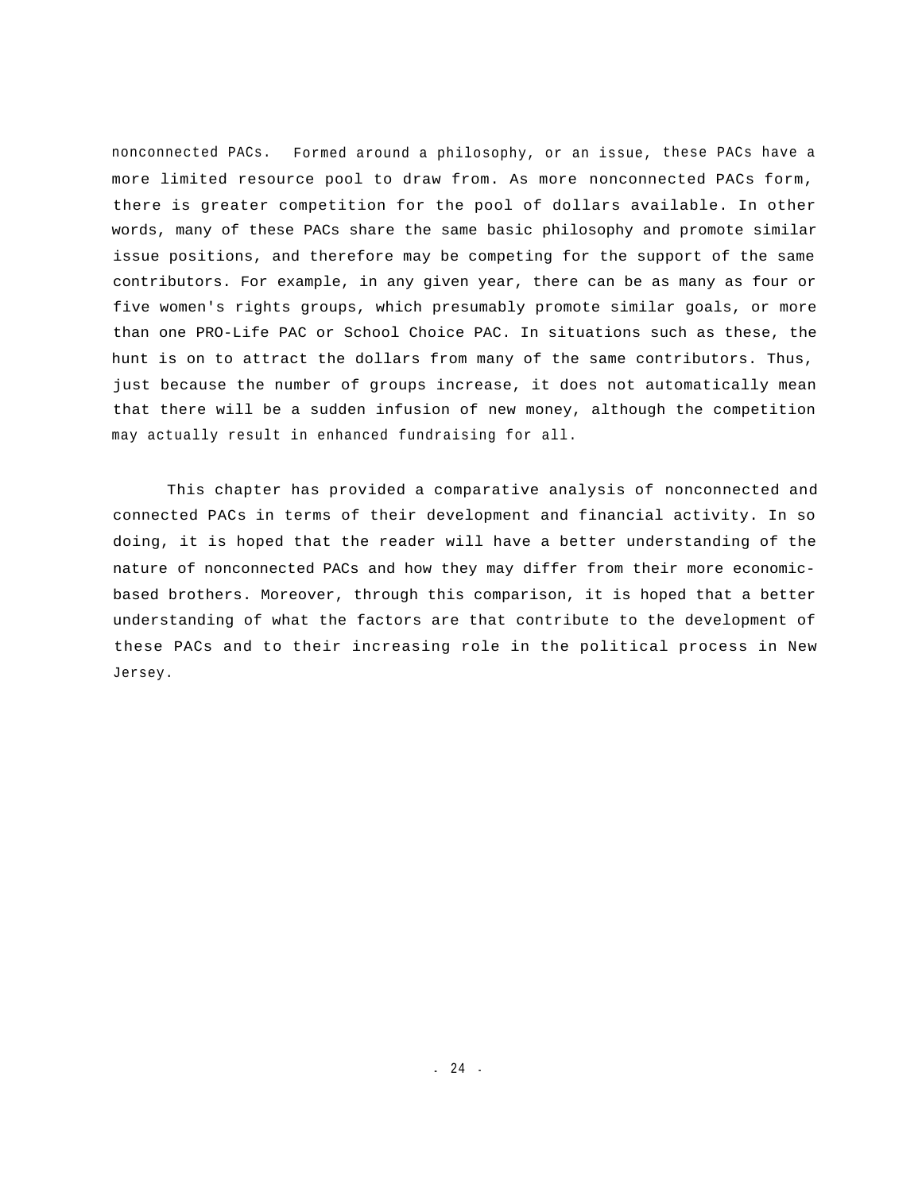nonconnected PACs. Formed around a philosophy, or an issue, these PACs have a more limited resource pool to draw from. As more nonconnected PACs form, there is greater competition for the pool of dollars available. In other words, many of these PACs share the same basic philosophy and promote similar issue positions, and therefore may be competing for the support of the same contributors. For example, in any given year, there can be as many as four or five women's rights groups, which presumably promote similar goals, or more than one PRO-Life PAC or School Choice PAC. In situations such as these, the hunt is on to attract the dollars from many of the same contributors. Thus, just because the number of groups increase, it does not automatically mean that there will be a sudden infusion of new money, although the competition may actually result in enhanced fundraising for all.

This chapter has provided a comparative analysis of nonconnected and connected PACs in terms of their development and financial activity. In so doing, it is hoped that the reader will have a better understanding of the nature of nonconnected PACs and how they may differ from their more economic-based brothers. Moreover, through this comparison, it is hoped that a better understanding of what the factors are that contribute to the development of these PACs and to their increasing role in the political process in New Jersey.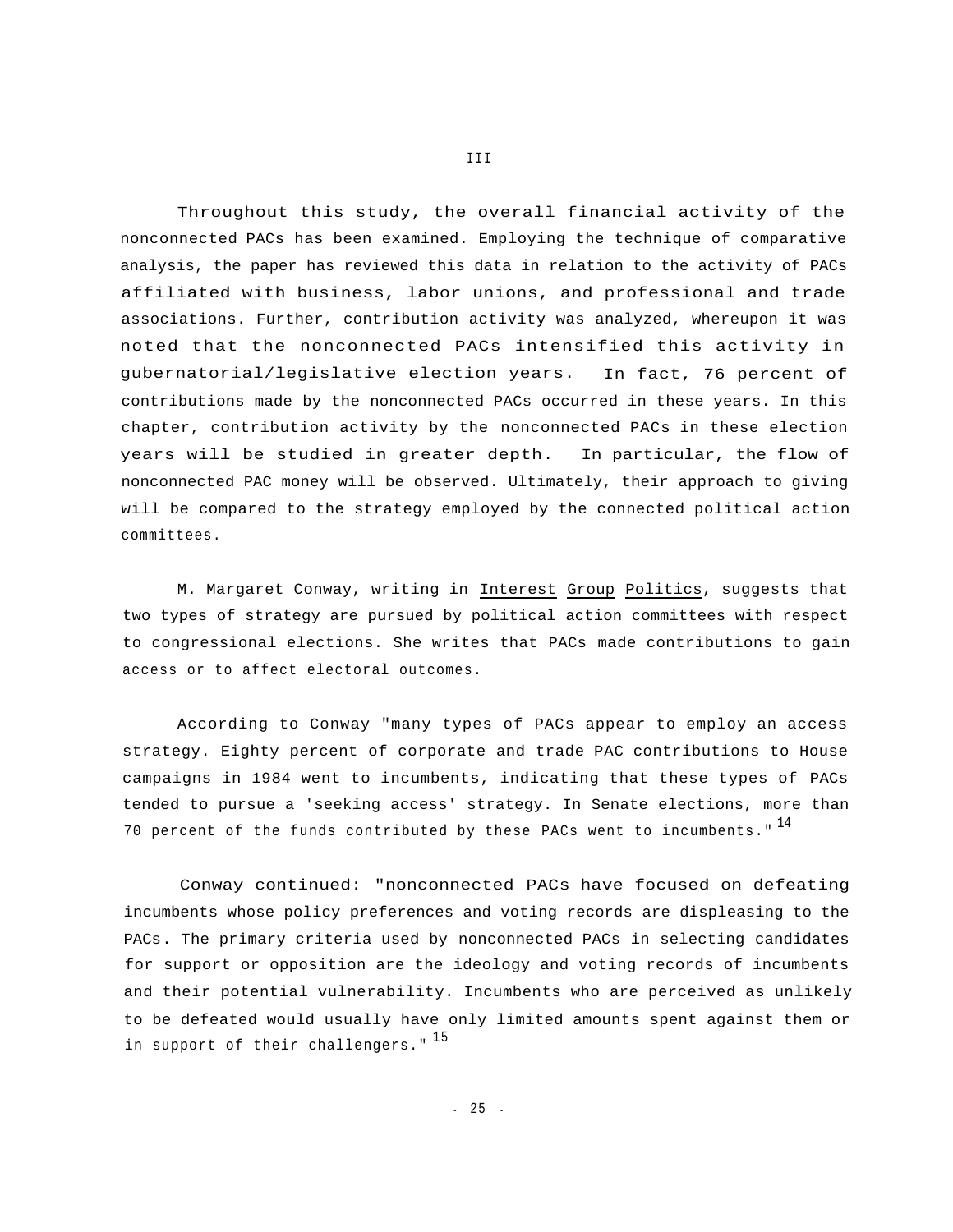# III

Throughout this study, the overall financial activity of the nonconnected PACs has been examined. Employing the technique of comparative analysis, the paper has reviewed this data in relation to the activity of PACs affiliated with business, labor unions, and professional and trade associations. Further, contribution activity was analyzed, whereupon it was noted that the nonconnected PACs intensified this activity in gubernatorial/legislative election years. In fact, 76 percent of contributions made by the nonconnected PACs occurred in these years. In this chapter, contribution activity by the nonconnected PACs in these election years will be studied in greater depth. In particular, the flow of nonconnected PAC money will be observed. Ultimately, their approach to giving will be compared to the strategy employed by the connected political action committees.

M. Margaret Conway, writing in Interest Group Politics, suggests that two types of strategy are pursued by political action committees with respect to congressional elections. She writes that PACs made contributions to gain access or to affect electoral outcomes.

According to Conway "many types of PACs appear to employ an access strategy. Eighty percent of corporate and trade PAC contributions to House campaigns in 1984 went to incumbents, indicating that these types of PACs tended to pursue a 'seeking access' strategy. In Senate elections, more than 70 percent of the funds contributed by these PACs went to incumbents." [14]

Conway continued: "nonconnected PACs have focused on defeating incumbents whose policy preferences and voting records are displeasing to the PACs. The primary criteria used by nonconnected PACs in selecting candidates for support or opposition are the ideology and voting records of incumbents and their potential vulnerability. Incumbents who are perceived as unlikely to be defeated would usually have only limited amounts spent against them or in support of their challengers." [15]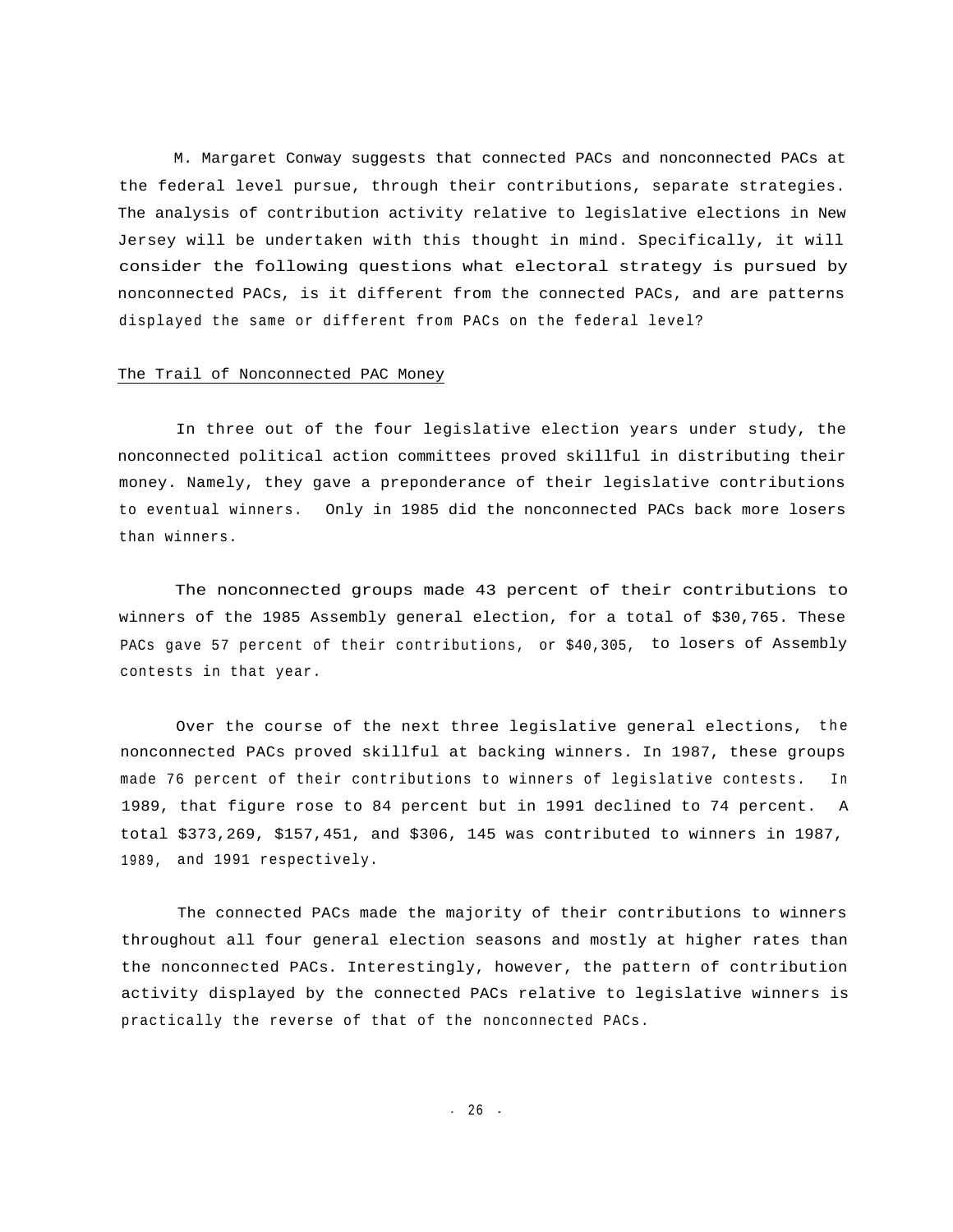M. Margaret Conway suggests that connected PACs and nonconnected PACs at the federal level pursue, through their contributions, separate strategies. The analysis of contribution activity relative to legislative elections in New Jersey will be undertaken with this thought in mind. Specifically, it will consider the following questions what electoral strategy is pursued by nonconnected PACs, is it different from the connected PACs, and are patterns displayed the same or different from PACs on the federal level?

<u>The Trail of Nonconnected PAC Money</u>

In three out of the four legislative election years under study, the nonconnected political action committees proved skillful in distributing their money. Namely, they gave a preponderance of their legislative contributions to eventual winners. Only in 1985 did the nonconnected PACs back more losers than winners.

The nonconnected groups made 43 percent of their contributions to winners of the 1985 Assembly general election, for a total of $30,765. These PACs gave 57 percent of their contributions, or $40,305, to losers of Assembly contests in that year.

Over the course of the next three legislative general elections, the nonconnected PACs proved skillful at backing winners. In 1987, these groups made 76 percent of their contributions to winners of legislative contests. In 1989, that figure rose to 84 percent but in 1991 declined to 74 percent. A total $373,269, $157,451, and $306, 145 was contributed to winners in 1987, 1989, and 1991 respectively.

The connected PACs made the majority of their contributions to winners throughout all four general election seasons and mostly at higher rates than the nonconnected PACs. Interestingly, however, the pattern of contribution activity displayed by the connected PACs relative to legislative winners is practically the reverse of that of the nonconnected PACs.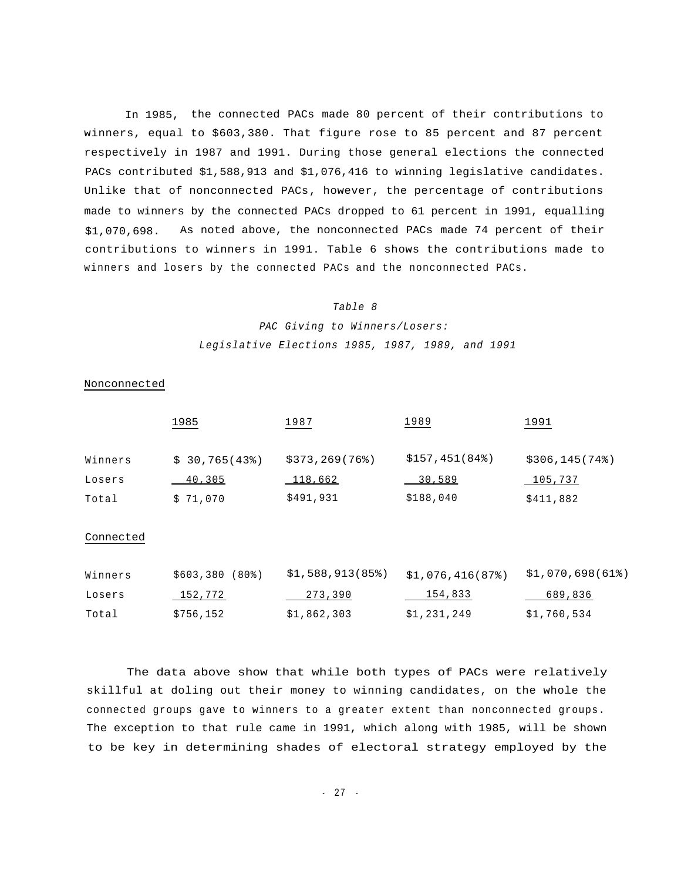In 1985, the connected PACs made 80 percent of their contributions to winners, equal to $603,380. That figure rose to 85 percent and 87 percent respectively in 1987 and 1991. During those general elections the connected PACs contributed $1,588,913 and $1,076,416 to winning legislative candidates. Unlike that of nonconnected PACs, however, the percentage of contributions made to winners by the connected PACs dropped to 61 percent in 1991, equalling $1,070,698. As noted above, the nonconnected PACs made 74 percent of their contributions to winners in 1991. Table 6 shows the contributions made to winners and losers by the connected PACs and the nonconnected PACs.

*Table 8*

*PAC Giving to Winners/Losers:*

*Legislative Elections 1985, 1987, 1989, and 1991*

| Nonconnected | 1985 | 1987 | 1989 | 1991 |
|---|---|---|---|---|
| Winners | $ 30,765(43%) | $373,269(76%) | $157,451(84%) | $306,145(74%) |
| Losers | 40,305 | 118,662 | 30,589 | 105,737 |
| Total | $ 71,070 | $491,931 | $188,040 | $411,882 |

| Connected | 1985 | 1987 | 1989 | 1991 |
|---|---|---|---|---|
| Winners | $603,380 (80%) | $1,588,913(85%) | $1,076,416(87%) | $1,070,698(61%) |
| Losers | 152,772 | 273,390 | 154,833 | 689,836 |
| Total | $756,152 | $1,862,303 | $1,231,249 | $1,760,534 |

The data above show that while both types of PACs were relatively skillful at doling out their money to winning candidates, on the whole the connected groups gave to winners to a greater extent than nonconnected groups. The exception to that rule came in 1991, which along with 1985, will be shown to be key in determining shades of electoral strategy employed by the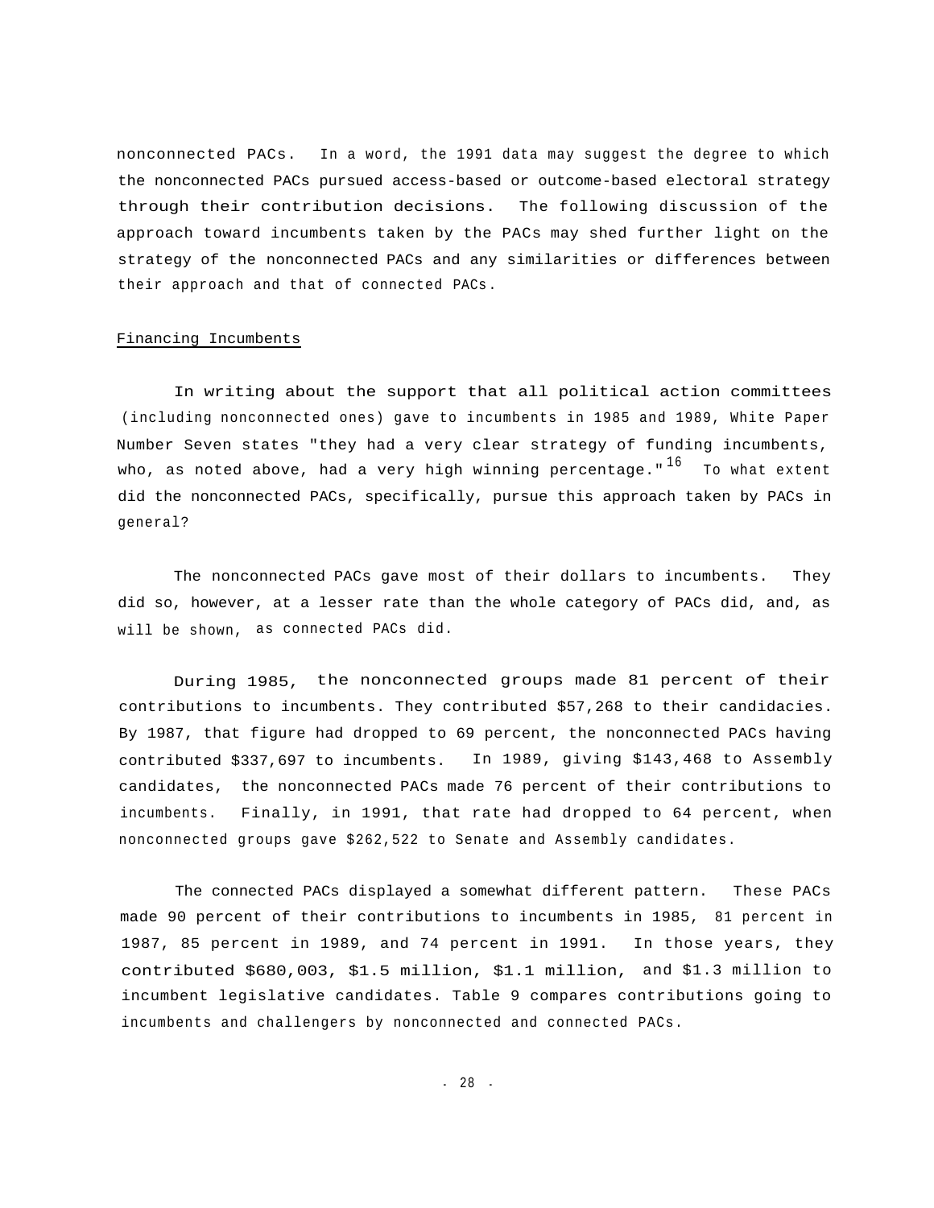nonconnected PACs. In a word, the 1991 data may suggest the degree to which the nonconnected PACs pursued access-based or outcome-based electoral strategy through their contribution decisions. The following discussion of the approach toward incumbents taken by the PACs may shed further light on the strategy of the nonconnected PACs and any similarities or differences between their approach and that of connected PACs.

## Financing Incumbents

In writing about the support that all political action committees (including nonconnected ones) gave to incumbents in 1985 and 1989, White Paper Number Seven states "they had a very clear strategy of funding incumbents, who, as noted above, had a very high winning percentage."[16] To what extent did the nonconnected PACs, specifically, pursue this approach taken by PACs in general?

The nonconnected PACs gave most of their dollars to incumbents. They did so, however, at a lesser rate than the whole category of PACs did, and, as will be shown, as connected PACs did.

During 1985, the nonconnected groups made 81 percent of their contributions to incumbents. They contributed $57,268 to their candidacies. By 1987, that figure had dropped to 69 percent, the nonconnected PACs having contributed $337,697 to incumbents. In 1989, giving $143,468 to Assembly candidates, the nonconnected PACs made 76 percent of their contributions to incumbents. Finally, in 1991, that rate had dropped to 64 percent, when nonconnected groups gave $262,522 to Senate and Assembly candidates.

The connected PACs displayed a somewhat different pattern. These PACs made 90 percent of their contributions to incumbents in 1985, 81 percent in 1987, 85 percent in 1989, and 74 percent in 1991. In those years, they contributed $680,003, $1.5 million, $1.1 million, and $1.3 million to incumbent legislative candidates. Table 9 compares contributions going to incumbents and challengers by nonconnected and connected PACs.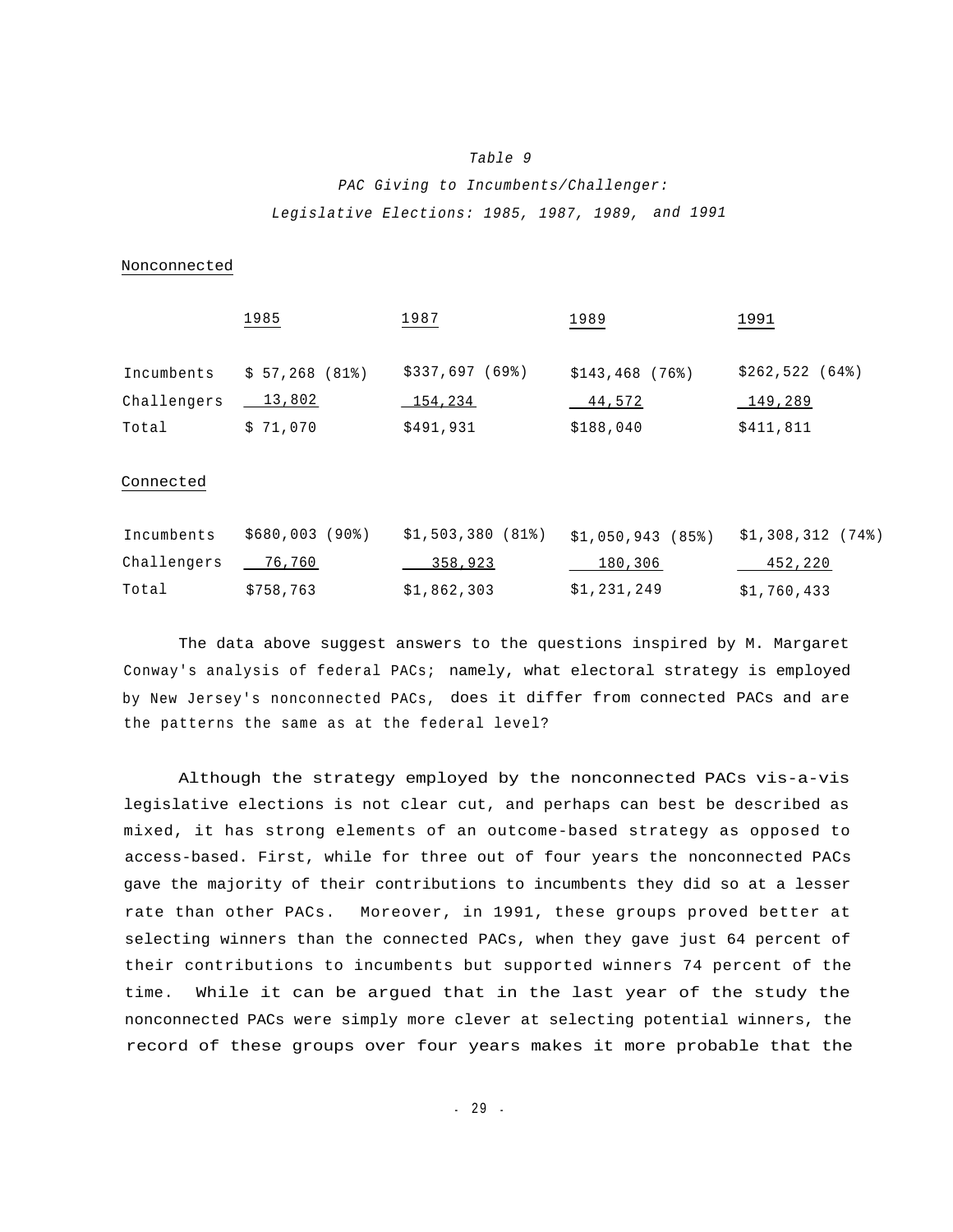*Table 9*

*PAC Giving to Incumbents/Challenger:*

*Legislative Elections: 1985, 1987, 1989, and 1991*

Nonconnected

| | 1985 | 1987 | 1989 | 1991 |
|---|---|---|---|---|
| Incumbents | $ 57,268 (81%) | $337,697 (69%) | $143,468 (76%) | $262,522 (64%) |
| Challengers | 13,802 | 154,234 | 44,572 | 149,289 |
| Total | $ 71,070 | $491,931 | $188,040 | $411,811 |

Connected

| | 1985 | 1987 | 1989 | 1991 |
|---|---|---|---|---|
| Incumbents | $680,003 (90%) | $1,503,380 (81%) | $1,050,943 (85%) | $1,308,312 (74%) |
| Challengers | 76,760 | 358,923 | 180,306 | 452,220 |
| Total | $758,763 | $1,862,303 | $1,231,249 | $1,760,433 |

The data above suggest answers to the questions inspired by M. Margaret Conway's analysis of federal PACs; namely, what electoral strategy is employed by New Jersey's nonconnected PACs, does it differ from connected PACs and are the patterns the same as at the federal level?

Although the strategy employed by the nonconnected PACs vis-a-vis legislative elections is not clear cut, and perhaps can best be described as mixed, it has strong elements of an outcome-based strategy as opposed to access-based. First, while for three out of four years the nonconnected PACs gave the majority of their contributions to incumbents they did so at a lesser rate than other PACs. Moreover, in 1991, these groups proved better at selecting winners than the connected PACs, when they gave just 64 percent of their contributions to incumbents but supported winners 74 percent of the time. While it can be argued that in the last year of the study the nonconnected PACs were simply more clever at selecting potential winners, the record of these groups over four years makes it more probable that the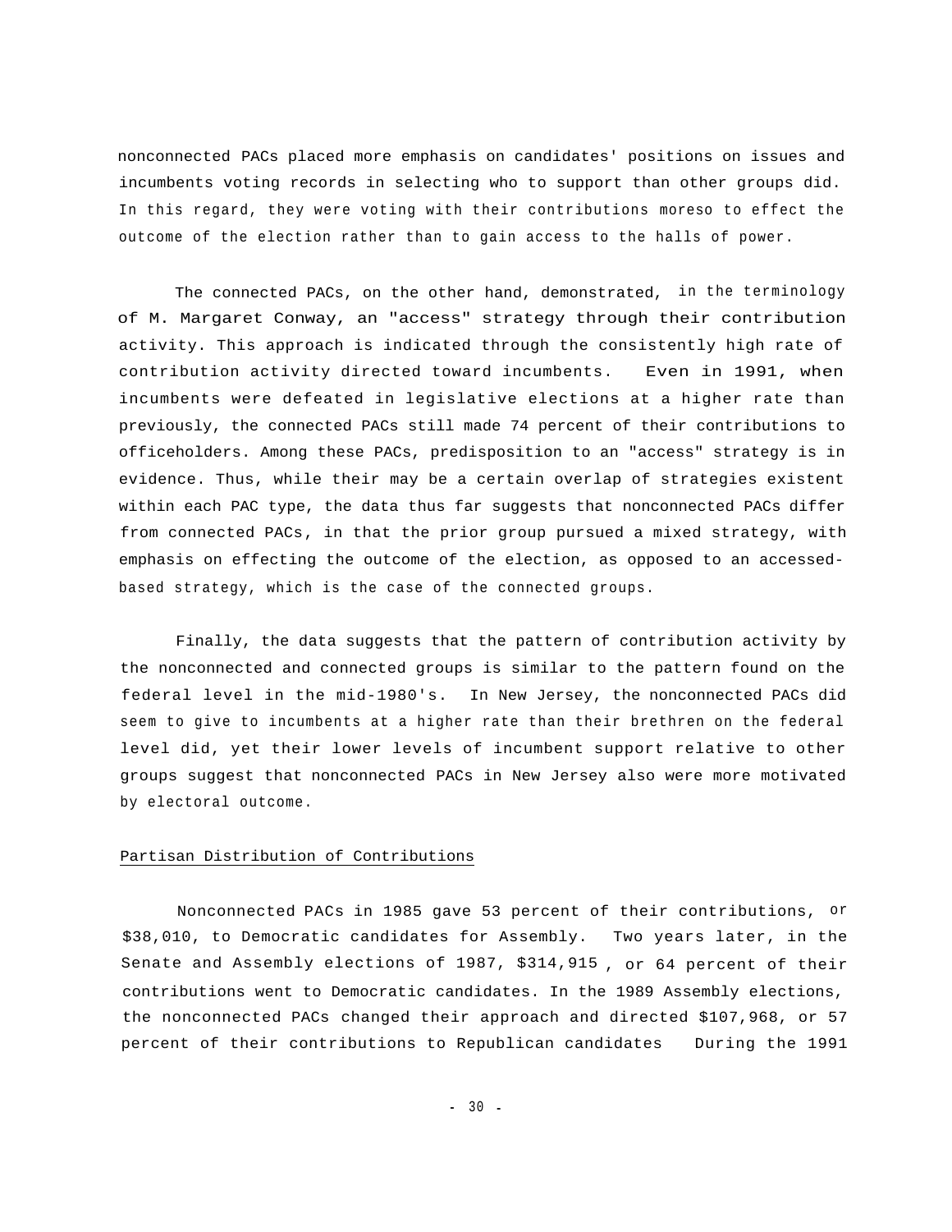nonconnected PACs placed more emphasis on candidates' positions on issues and incumbents voting records in selecting who to support than other groups did. In this regard, they were voting with their contributions moreso to effect the outcome of the election rather than to gain access to the halls of power.

The connected PACs, on the other hand, demonstrated, in the terminology of M. Margaret Conway, an "access" strategy through their contribution activity. This approach is indicated through the consistently high rate of contribution activity directed toward incumbents. Even in 1991, when incumbents were defeated in legislative elections at a higher rate than previously, the connected PACs still made 74 percent of their contributions to officeholders. Among these PACs, predisposition to an "access" strategy is in evidence. Thus, while their may be a certain overlap of strategies existent within each PAC type, the data thus far suggests that nonconnected PACs differ from connected PACs, in that the prior group pursued a mixed strategy, with emphasis on effecting the outcome of the election, as opposed to an accessed-based strategy, which is the case of the connected groups.

Finally, the data suggests that the pattern of contribution activity by the nonconnected and connected groups is similar to the pattern found on the federal level in the mid-1980's. In New Jersey, the nonconnected PACs did seem to give to incumbents at a higher rate than their brethren on the federal level did, yet their lower levels of incumbent support relative to other groups suggest that nonconnected PACs in New Jersey also were more motivated by electoral outcome.

Partisan Distribution of Contributions

Nonconnected PACs in 1985 gave 53 percent of their contributions, or $38,010, to Democratic candidates for Assembly. Two years later, in the Senate and Assembly elections of 1987, $314,915 , or 64 percent of their contributions went to Democratic candidates. In the 1989 Assembly elections, the nonconnected PACs changed their approach and directed $107,968, or 57 percent of their contributions to Republican candidates During the 1991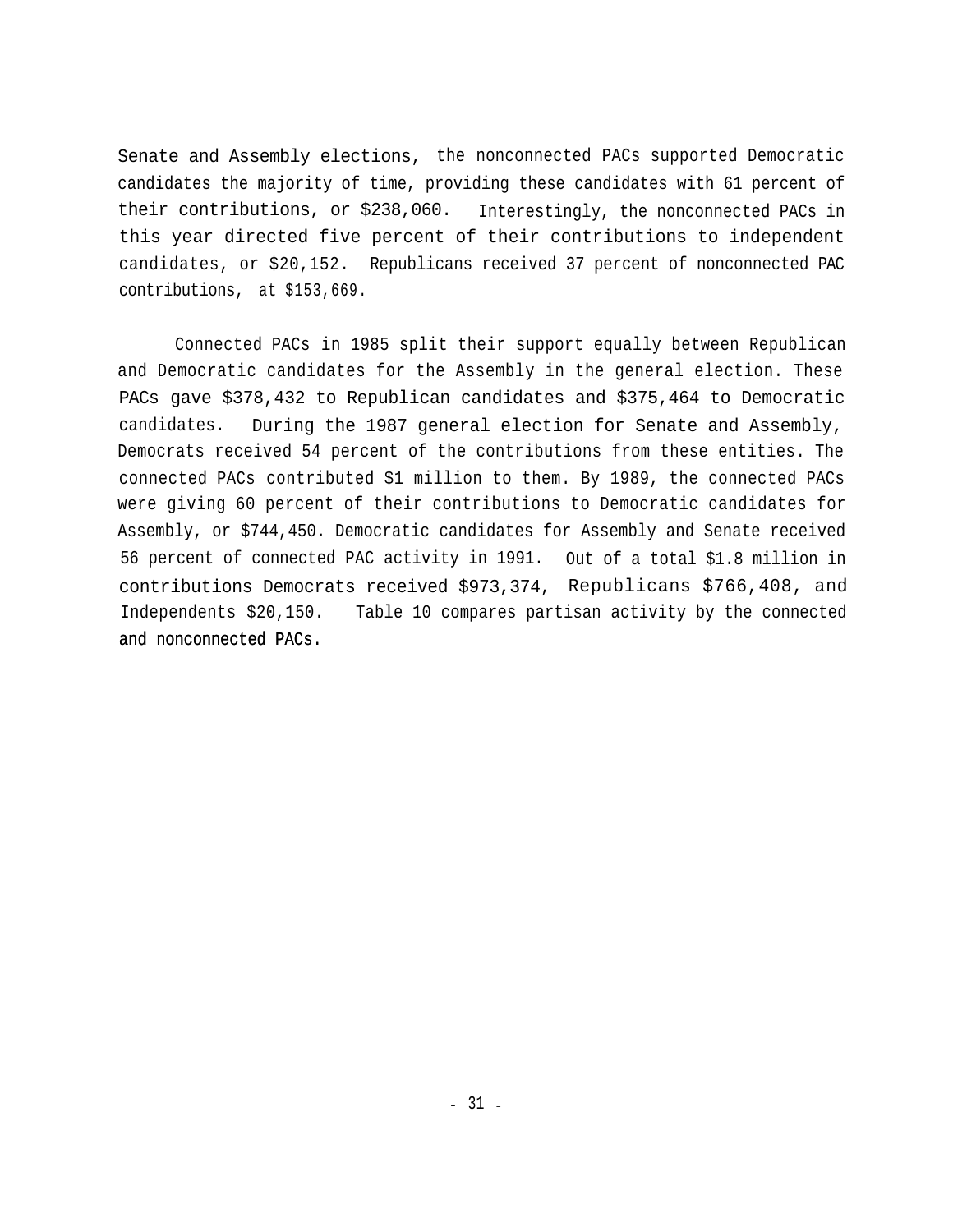Senate and Assembly elections, the nonconnected PACs supported Democratic candidates the majority of time, providing these candidates with 61 percent of their contributions, or $238,060. Interestingly, the nonconnected PACs in this year directed five percent of their contributions to independent candidates, or $20,152. Republicans received 37 percent of nonconnected PAC contributions, at $153,669.

Connected PACs in 1985 split their support equally between Republican and Democratic candidates for the Assembly in the general election. These PACs gave $378,432 to Republican candidates and $375,464 to Democratic candidates. During the 1987 general election for Senate and Assembly, Democrats received 54 percent of the contributions from these entities. The connected PACs contributed $1 million to them. By 1989, the connected PACs were giving 60 percent of their contributions to Democratic candidates for Assembly, or $744,450. Democratic candidates for Assembly and Senate received 56 percent of connected PAC activity in 1991. Out of a total $1.8 million in contributions Democrats received $973,374, Republicans $766,408, and Independents $20,150. Table 10 compares partisan activity by the connected and nonconnected PACs.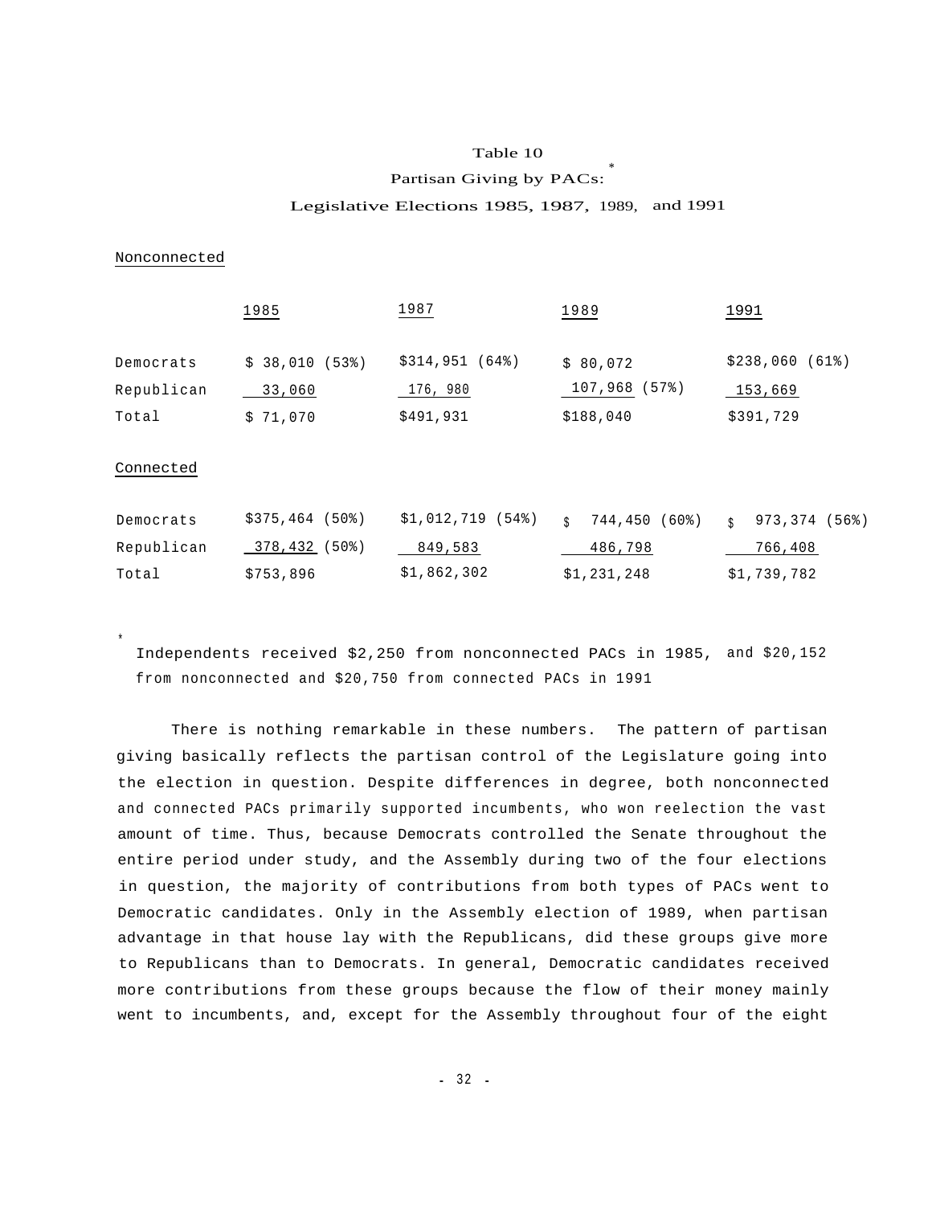Table 10

Partisan Giving by PACs: *

Legislative Elections 1985, 1987, 1989, and 1991

Nonconnected

| | 1985 | 1987 | 1989 | 1991 |
|---|---|---|---|---|
| Democrats | $ 38,010 (53%) | $314,951 (64%) | $ 80,072 | $238,060 (61%) |
| Republican | 33,060 | 176, 980 | 107,968 (57%) | 153,669 |
| Total | $ 71,070 | $491,931 | $188,040 | $391,729 |

Connected

| | 1985 | 1987 | 1989 | 1991 |
|---|---|---|---|---|
| Democrats | $375,464 (50%) | $1,012,719 (54%) | $ 744,450 (60%) | $ 973,374 (56%) |
| Republican | 378,432 (50%) | 849,583 | 486,798 | 766,408 |
| Total | $753,896 | $1,862,302 | $1,231,248 | $1,739,782 |

* Independents received $2,250 from nonconnected PACs in 1985, and $20,152 from nonconnected and $20,750 from connected PACs in 1991

There is nothing remarkable in these numbers. The pattern of partisan giving basically reflects the partisan control of the Legislature going into the election in question. Despite differences in degree, both nonconnected and connected PACs primarily supported incumbents, who won reelection the vast amount of time. Thus, because Democrats controlled the Senate throughout the entire period under study, and the Assembly during two of the four elections in question, the majority of contributions from both types of PACs went to Democratic candidates. Only in the Assembly election of 1989, when partisan advantage in that house lay with the Republicans, did these groups give more to Republicans than to Democrats. In general, Democratic candidates received more contributions from these groups because the flow of their money mainly went to incumbents, and, except for the Assembly throughout four of the eight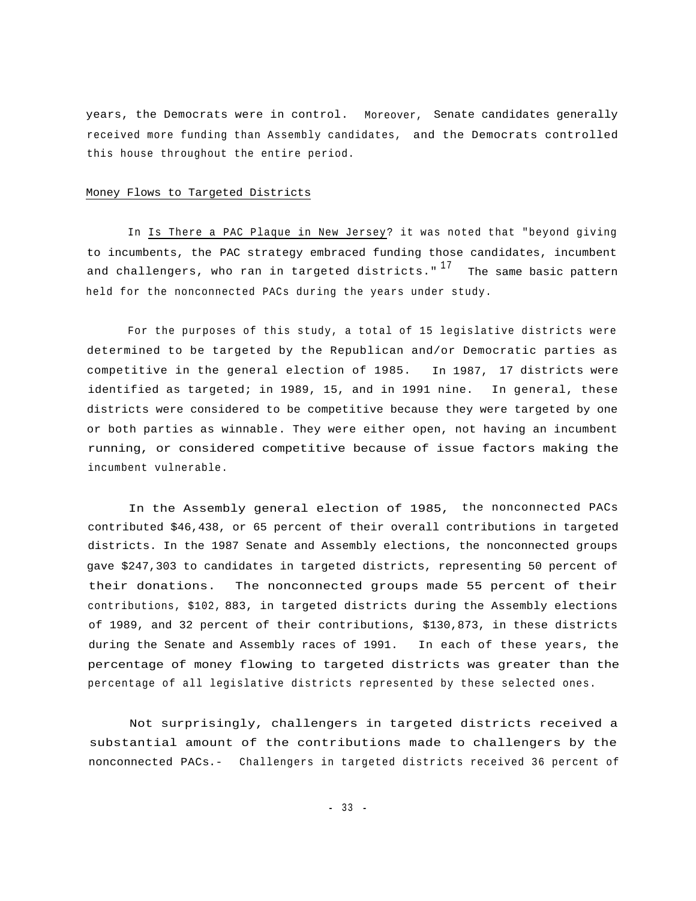years, the Democrats were in control. Moreover, Senate candidates generally received more funding than Assembly candidates, and the Democrats controlled this house throughout the entire period.

## Money Flows to Targeted Districts

In Is There a PAC Plaque in New Jersey? it was noted that "beyond giving to incumbents, the PAC strategy embraced funding those candidates, incumbent and challengers, who ran in targeted districts."[17] The same basic pattern held for the nonconnected PACs during the years under study.

For the purposes of this study, a total of 15 legislative districts were determined to be targeted by the Republican and/or Democratic parties as competitive in the general election of 1985. In 1987, 17 districts were identified as targeted; in 1989, 15, and in 1991 nine. In general, these districts were considered to be competitive because they were targeted by one or both parties as winnable. They were either open, not having an incumbent running, or considered competitive because of issue factors making the incumbent vulnerable.

In the Assembly general election of 1985, the nonconnected PACs contributed $46,438, or 65 percent of their overall contributions in targeted districts. In the 1987 Senate and Assembly elections, the nonconnected groups gave $247,303 to candidates in targeted districts, representing 50 percent of their donations. The nonconnected groups made 55 percent of their contributions, $102,883, in targeted districts during the Assembly elections of 1989, and 32 percent of their contributions, $130,873, in these districts during the Senate and Assembly races of 1991. In each of these years, the percentage of money flowing to targeted districts was greater than the percentage of all legislative districts represented by these selected ones.

Not surprisingly, challengers in targeted districts received a substantial amount of the contributions made to challengers by the nonconnected PACs.- Challengers in targeted districts received 36 percent of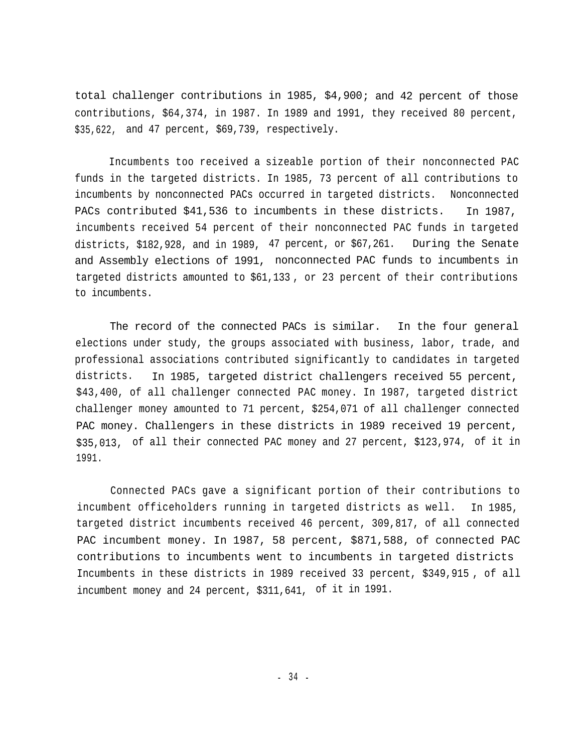total challenger contributions in 1985, $4,900; and 42 percent of those contributions, $64,374, in 1987. In 1989 and 1991, they received 80 percent, $35,622, and 47 percent, $69,739, respectively.

Incumbents too received a sizeable portion of their nonconnected PAC funds in the targeted districts. In 1985, 73 percent of all contributions to incumbents by nonconnected PACs occurred in targeted districts. Nonconnected PACs contributed $41,536 to incumbents in these districts. In 1987, incumbents received 54 percent of their nonconnected PAC funds in targeted districts, $182,928, and in 1989, 47 percent, or $67,261. During the Senate and Assembly elections of 1991, nonconnected PAC funds to incumbents in targeted districts amounted to $61,133, or 23 percent of their contributions to incumbents.

The record of the connected PACs is similar. In the four general elections under study, the groups associated with business, labor, trade, and professional associations contributed significantly to candidates in targeted districts. In 1985, targeted district challengers received 55 percent, $43,400, of all challenger connected PAC money. In 1987, targeted district challenger money amounted to 71 percent, $254,071 of all challenger connected PAC money. Challengers in these districts in 1989 received 19 percent, $35,013, of all their connected PAC money and 27 percent, $123,974, of it in 1991.

Connected PACs gave a significant portion of their contributions to incumbent officeholders running in targeted districts as well. In 1985, targeted district incumbents received 46 percent, 309,817, of all connected PAC incumbent money. In 1987, 58 percent, $871,588, of connected PAC contributions to incumbents went to incumbents in targeted districts Incumbents in these districts in 1989 received 33 percent, $349,915, of all incumbent money and 24 percent, $311,641, of it in 1991.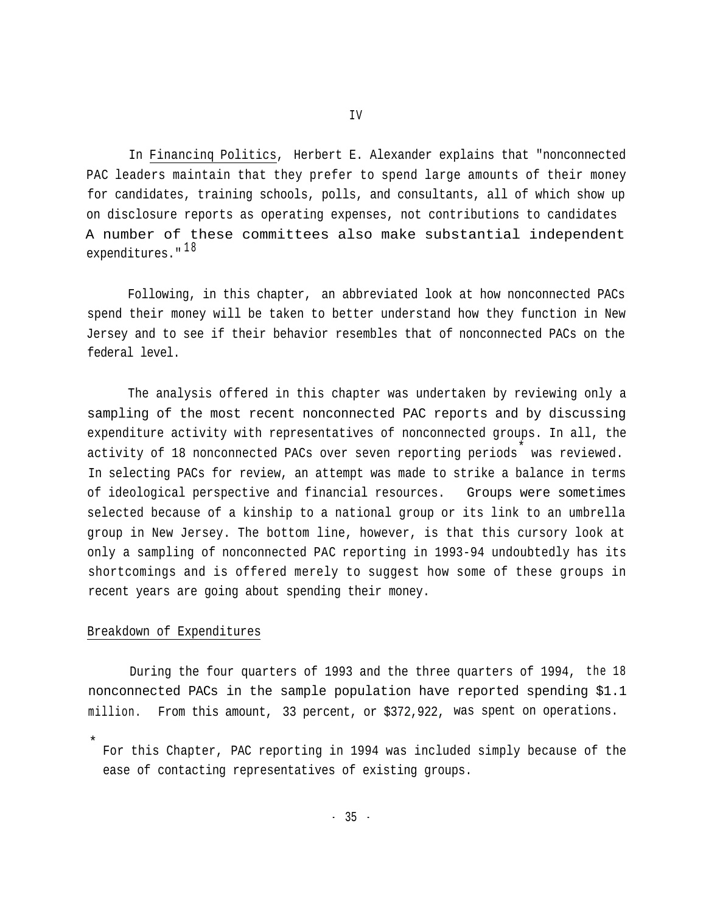# IV

In Financinq Politics, Herbert E. Alexander explains that "nonconnected PAC leaders maintain that they prefer to spend large amounts of their money for candidates, training schools, polls, and consultants, all of which show up on disclosure reports as operating expenses, not contributions to candidates A number of these committees also make substantial independent expenditures."[18]

Following, in this chapter, an abbreviated look at how nonconnected PACs spend their money will be taken to better understand how they function in New Jersey and to see if their behavior resembles that of nonconnected PACs on the federal level.

The analysis offered in this chapter was undertaken by reviewing only a sampling of the most recent nonconnected PAC reports and by discussing expenditure activity with representatives of nonconnected groups. In all, the activity of 18 nonconnected PACs over seven reporting periods* was reviewed. In selecting PACs for review, an attempt was made to strike a balance in terms of ideological perspective and financial resources. Groups were sometimes selected because of a kinship to a national group or its link to an umbrella group in New Jersey. The bottom line, however, is that this cursory look at only a sampling of nonconnected PAC reporting in 1993-94 undoubtedly has its shortcomings and is offered merely to suggest how some of these groups in recent years are going about spending their money.

## Breakdown of Expenditures

During the four quarters of 1993 and the three quarters of 1994, the 18 nonconnected PACs in the sample population have reported spending $1.1 million. From this amount, 33 percent, or $372,922, was spent on operations.

* For this Chapter, PAC reporting in 1994 was included simply because of the ease of contacting representatives of existing groups.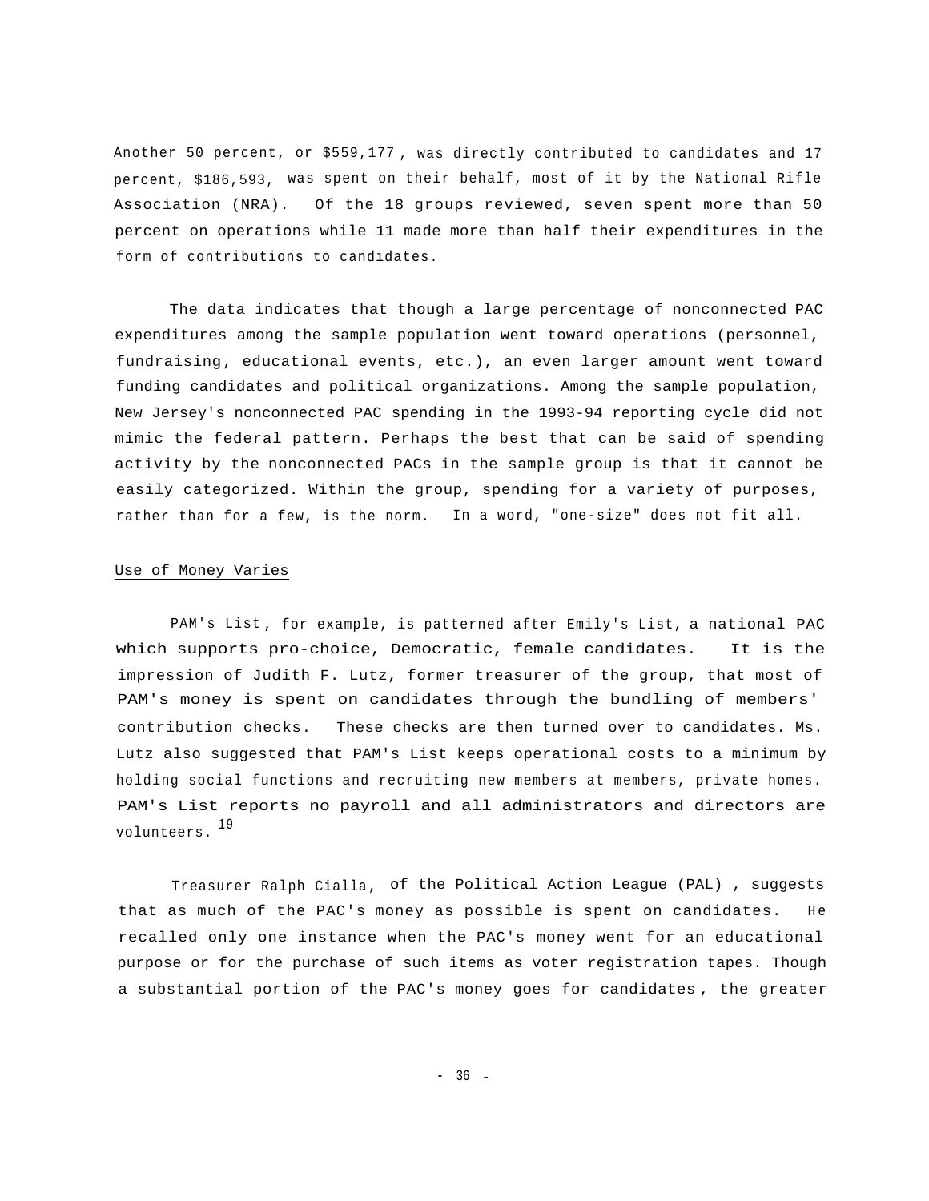Another 50 percent, or $559,177, was directly contributed to candidates and 17 percent, $186,593, was spent on their behalf, most of it by the National Rifle Association (NRA). Of the 18 groups reviewed, seven spent more than 50 percent on operations while 11 made more than half their expenditures in the form of contributions to candidates.

The data indicates that though a large percentage of nonconnected PAC expenditures among the sample population went toward operations (personnel, fundraising, educational events, etc.), an even larger amount went toward funding candidates and political organizations. Among the sample population, New Jersey's nonconnected PAC spending in the 1993-94 reporting cycle did not mimic the federal pattern. Perhaps the best that can be said of spending activity by the nonconnected PACs in the sample group is that it cannot be easily categorized. Within the group, spending for a variety of purposes, rather than for a few, is the norm. In a word, "one-size" does not fit all.

## Use of Money Varies

PAM's List, for example, is patterned after Emily's List, a national PAC which supports pro-choice, Democratic, female candidates. It is the impression of Judith F. Lutz, former treasurer of the group, that most of PAM's money is spent on candidates through the bundling of members' contribution checks. These checks are then turned over to candidates. Ms. Lutz also suggested that PAM's List keeps operational costs to a minimum by holding social functions and recruiting new members at members, private homes. PAM's List reports no payroll and all administrators and directors are volunteers.[19]

Treasurer Ralph Cialla, of the Political Action League (PAL), suggests that as much of the PAC's money as possible is spent on candidates. He recalled only one instance when the PAC's money went for an educational purpose or for the purchase of such items as voter registration tapes. Though a substantial portion of the PAC's money goes for candidates, the greater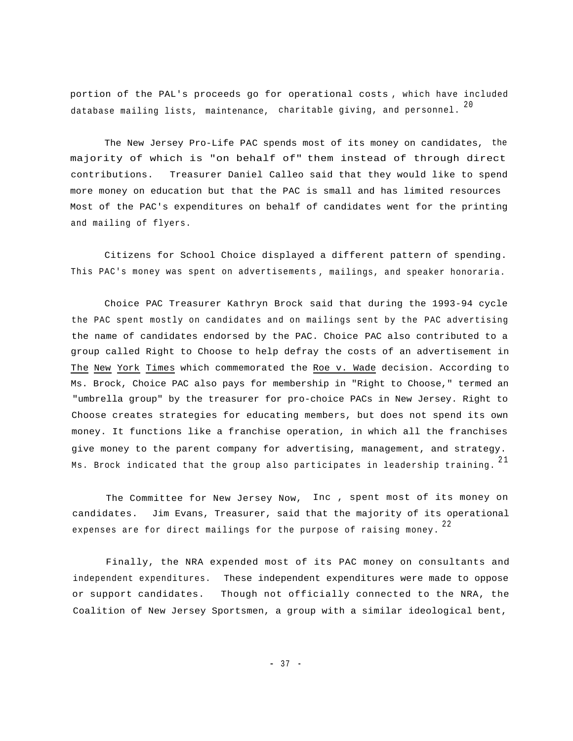portion of the PAL's proceeds go for operational costs , which have included database mailing lists, maintenance, charitable giving, and personnel. [20]

The New Jersey Pro-Life PAC spends most of its money on candidates, the majority of which is "on behalf of" them instead of through direct contributions. Treasurer Daniel Calleo said that they would like to spend more money on education but that the PAC is small and has limited resources Most of the PAC's expenditures on behalf of candidates went for the printing and mailing of flyers.

Citizens for School Choice displayed a different pattern of spending. This PAC's money was spent on advertisements , mailings, and speaker honoraria.

Choice PAC Treasurer Kathryn Brock said that during the 1993-94 cycle the PAC spent mostly on candidates and on mailings sent by the PAC advertising the name of candidates endorsed by the PAC. Choice PAC also contributed to a group called Right to Choose to help defray the costs of an advertisement in The New York Times which commemorated the Roe v. Wade decision. According to Ms. Brock, Choice PAC also pays for membership in "Right to Choose," termed an "umbrella group" by the treasurer for pro-choice PACs in New Jersey. Right to Choose creates strategies for educating members, but does not spend its own money. It functions like a franchise operation, in which all the franchises give money to the parent company for advertising, management, and strategy. Ms. Brock indicated that the group also participates in leadership training. [21]

The Committee for New Jersey Now, Inc , spent most of its money on candidates. Jim Evans, Treasurer, said that the majority of its operational expenses are for direct mailings for the purpose of raising money. [22]

Finally, the NRA expended most of its PAC money on consultants and independent expenditures. These independent expenditures were made to oppose or support candidates. Though not officially connected to the NRA, the Coalition of New Jersey Sportsmen, a group with a similar ideological bent,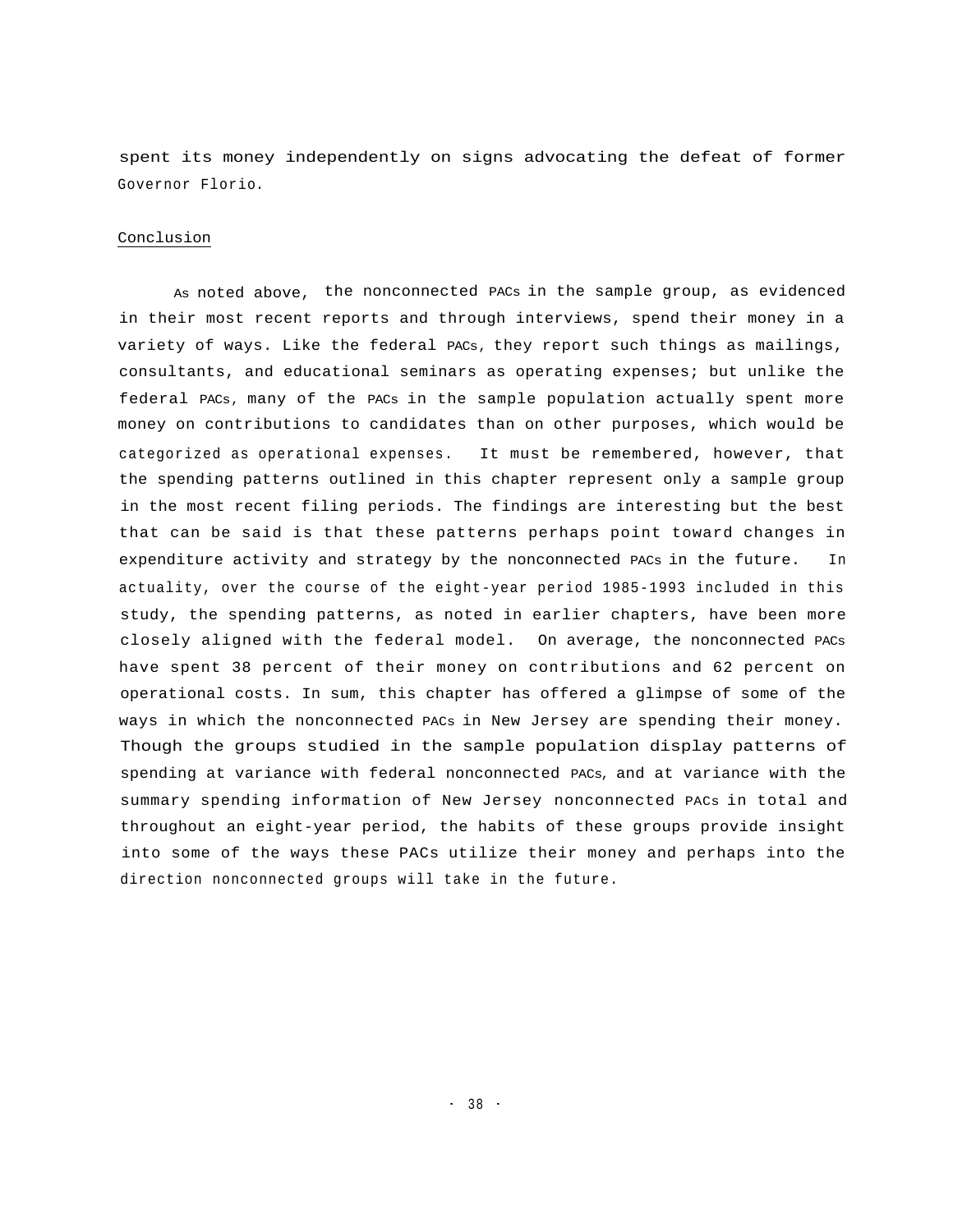spent its money independently on signs advocating the defeat of former Governor Florio.

## Conclusion

As noted above, the nonconnected PACs in the sample group, as evidenced in their most recent reports and through interviews, spend their money in a variety of ways. Like the federal PACs, they report such things as mailings, consultants, and educational seminars as operating expenses; but unlike the federal PACs, many of the PACs in the sample population actually spent more money on contributions to candidates than on other purposes, which would be categorized as operational expenses. It must be remembered, however, that the spending patterns outlined in this chapter represent only a sample group in the most recent filing periods. The findings are interesting but the best that can be said is that these patterns perhaps point toward changes in expenditure activity and strategy by the nonconnected PACs in the future. In actuality, over the course of the eight-year period 1985-1993 included in this study, the spending patterns, as noted in earlier chapters, have been more closely aligned with the federal model. On average, the nonconnected PACs have spent 38 percent of their money on contributions and 62 percent on operational costs. In sum, this chapter has offered a glimpse of some of the ways in which the nonconnected PACs in New Jersey are spending their money. Though the groups studied in the sample population display patterns of spending at variance with federal nonconnected PACs, and at variance with the summary spending information of New Jersey nonconnected PACs in total and throughout an eight-year period, the habits of these groups provide insight into some of the ways these PACs utilize their money and perhaps into the direction nonconnected groups will take in the future.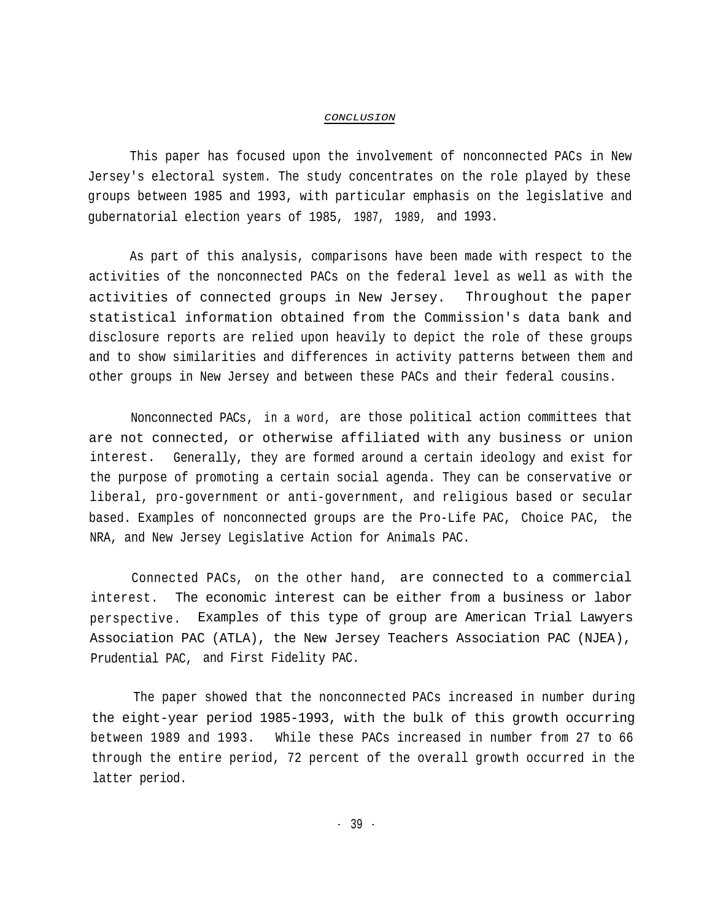## *CONCLUSION*

This paper has focused upon the involvement of nonconnected PACs in New Jersey's electoral system. The study concentrates on the role played by these groups between 1985 and 1993, with particular emphasis on the legislative and gubernatorial election years of 1985, 1987, 1989, and 1993.

As part of this analysis, comparisons have been made with respect to the activities of the nonconnected PACs on the federal level as well as with the activities of connected groups in New Jersey. Throughout the paper statistical information obtained from the Commission's data bank and disclosure reports are relied upon heavily to depict the role of these groups and to show similarities and differences in activity patterns between them and other groups in New Jersey and between these PACs and their federal cousins.

Nonconnected PACs, in a word, are those political action committees that are not connected, or otherwise affiliated with any business or union interest. Generally, they are formed around a certain ideology and exist for the purpose of promoting a certain social agenda. They can be conservative or liberal, pro-government or anti-government, and religious based or secular based. Examples of nonconnected groups are the Pro-Life PAC, Choice PAC, the NRA, and New Jersey Legislative Action for Animals PAC.

Connected PACs, on the other hand, are connected to a commercial interest. The economic interest can be either from a business or labor perspective. Examples of this type of group are American Trial Lawyers Association PAC (ATLA), the New Jersey Teachers Association PAC (NJEA), Prudential PAC, and First Fidelity PAC.

The paper showed that the nonconnected PACs increased in number during the eight-year period 1985-1993, with the bulk of this growth occurring between 1989 and 1993. While these PACs increased in number from 27 to 66 through the entire period, 72 percent of the overall growth occurred in the latter period.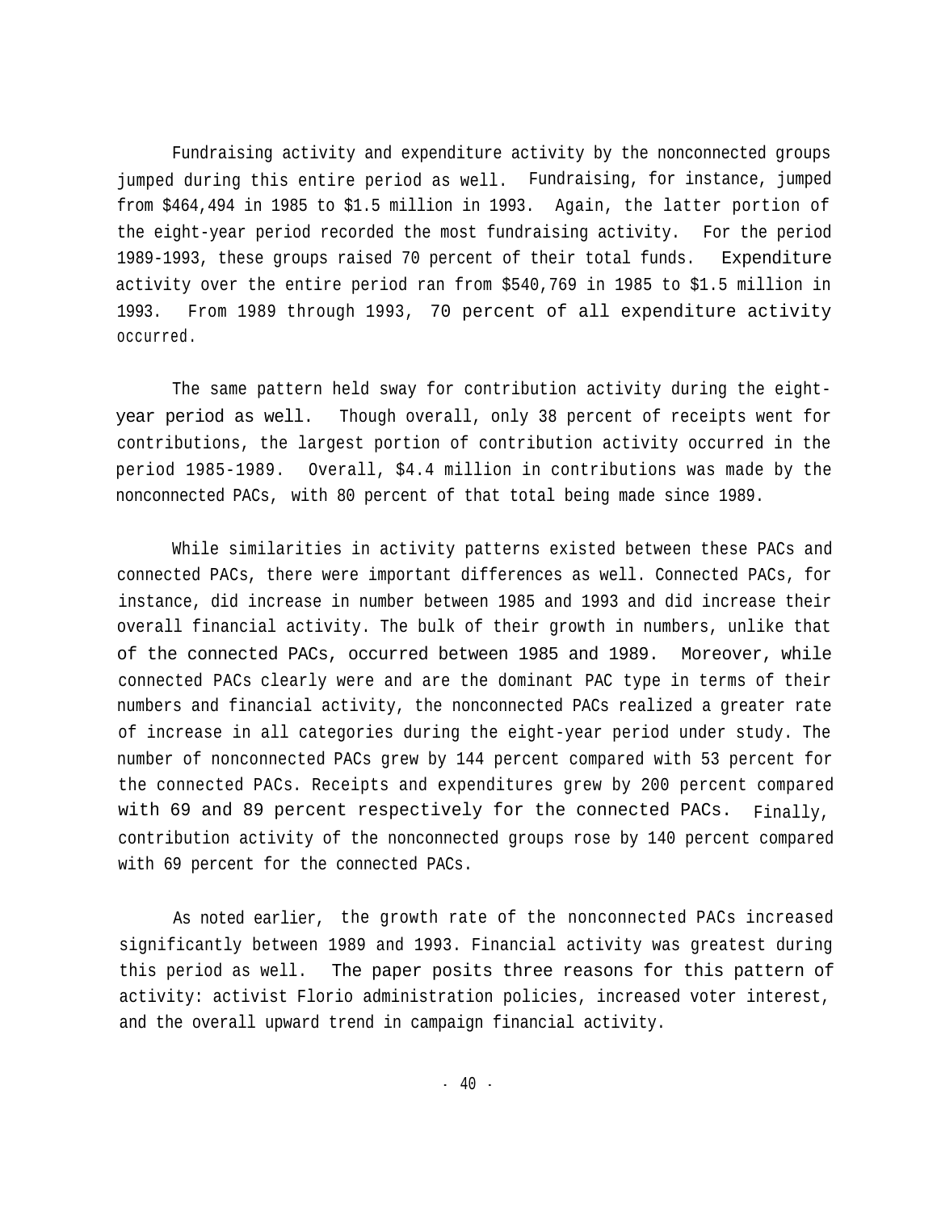Fundraising activity and expenditure activity by the nonconnected groups jumped during this entire period as well. Fundraising, for instance, jumped from $464,494 in 1985 to $1.5 million in 1993. Again, the latter portion of the eight-year period recorded the most fundraising activity. For the period 1989-1993, these groups raised 70 percent of their total funds. Expenditure activity over the entire period ran from $540,769 in 1985 to $1.5 million in 1993. From 1989 through 1993, 70 percent of all expenditure activity occurred.

The same pattern held sway for contribution activity during the eight-year period as well. Though overall, only 38 percent of receipts went for contributions, the largest portion of contribution activity occurred in the period 1985-1989. Overall, $4.4 million in contributions was made by the nonconnected PACs, with 80 percent of that total being made since 1989.

While similarities in activity patterns existed between these PACs and connected PACs, there were important differences as well. Connected PACs, for instance, did increase in number between 1985 and 1993 and did increase their overall financial activity. The bulk of their growth in numbers, unlike that of the connected PACs, occurred between 1985 and 1989. Moreover, while connected PACs clearly were and are the dominant PAC type in terms of their numbers and financial activity, the nonconnected PACs realized a greater rate of increase in all categories during the eight-year period under study. The number of nonconnected PACs grew by 144 percent compared with 53 percent for the connected PACs. Receipts and expenditures grew by 200 percent compared with 69 and 89 percent respectively for the connected PACs. Finally, contribution activity of the nonconnected groups rose by 140 percent compared with 69 percent for the connected PACs.

As noted earlier, the growth rate of the nonconnected PACs increased significantly between 1989 and 1993. Financial activity was greatest during this period as well. The paper posits three reasons for this pattern of activity: activist Florio administration policies, increased voter interest, and the overall upward trend in campaign financial activity.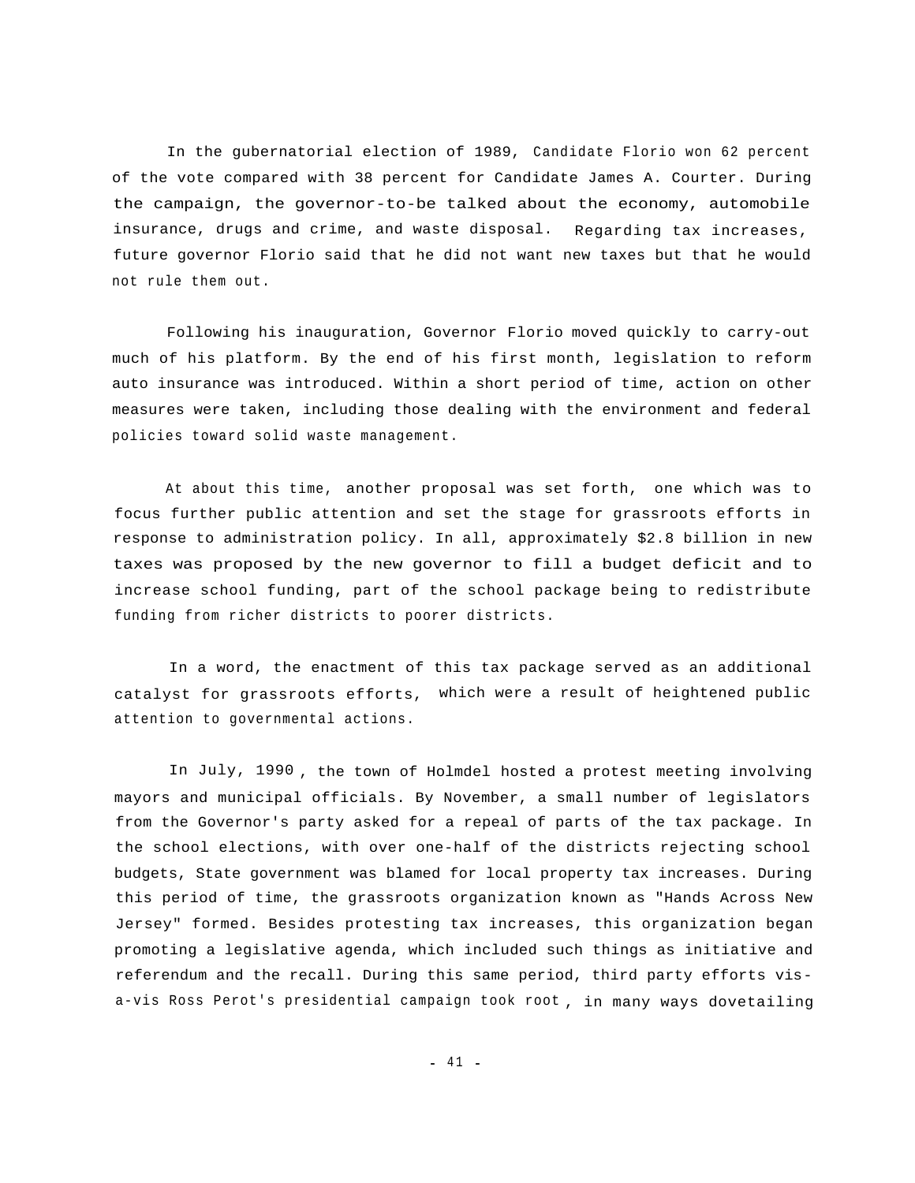In the gubernatorial election of 1989, Candidate Florio won 62 percent of the vote compared with 38 percent for Candidate James A. Courter. During the campaign, the governor-to-be talked about the economy, automobile insurance, drugs and crime, and waste disposal. Regarding tax increases, future governor Florio said that he did not want new taxes but that he would not rule them out.

Following his inauguration, Governor Florio moved quickly to carry-out much of his platform. By the end of his first month, legislation to reform auto insurance was introduced. Within a short period of time, action on other measures were taken, including those dealing with the environment and federal policies toward solid waste management.

At about this time, another proposal was set forth, one which was to focus further public attention and set the stage for grassroots efforts in response to administration policy. In all, approximately $2.8 billion in new taxes was proposed by the new governor to fill a budget deficit and to increase school funding, part of the school package being to redistribute funding from richer districts to poorer districts.

In a word, the enactment of this tax package served as an additional catalyst for grassroots efforts, which were a result of heightened public attention to governmental actions.

In July, 1990, the town of Holmdel hosted a protest meeting involving mayors and municipal officials. By November, a small number of legislators from the Governor's party asked for a repeal of parts of the tax package. In the school elections, with over one-half of the districts rejecting school budgets, State government was blamed for local property tax increases. During this period of time, the grassroots organization known as "Hands Across New Jersey" formed. Besides protesting tax increases, this organization began promoting a legislative agenda, which included such things as initiative and referendum and the recall. During this same period, third party efforts vis-a-vis Ross Perot's presidential campaign took root, in many ways dovetailing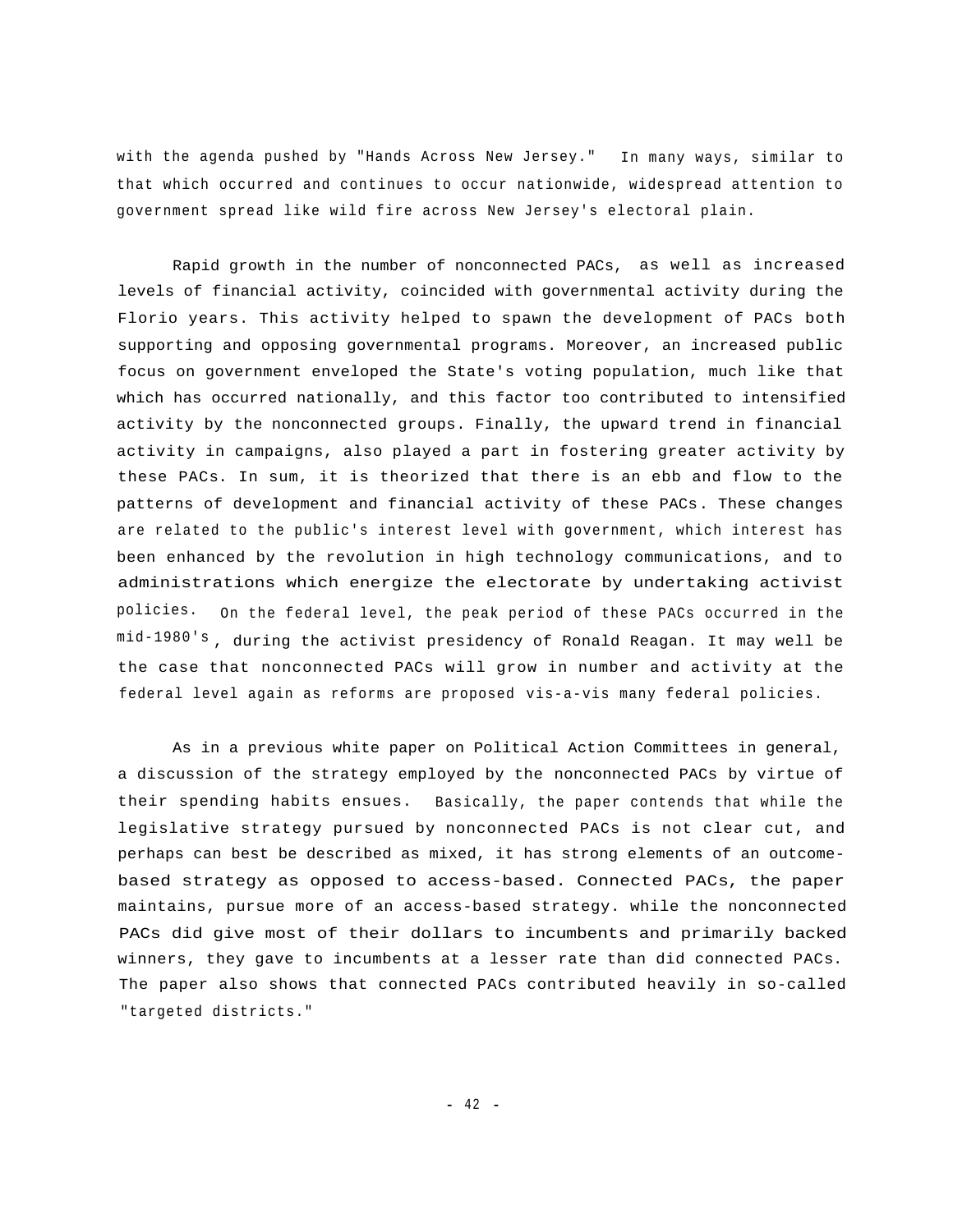with the agenda pushed by "Hands Across New Jersey." In many ways, similar to that which occurred and continues to occur nationwide, widespread attention to government spread like wild fire across New Jersey's electoral plain.

Rapid growth in the number of nonconnected PACs, as well as increased levels of financial activity, coincided with governmental activity during the Florio years. This activity helped to spawn the development of PACs both supporting and opposing governmental programs. Moreover, an increased public focus on government enveloped the State's voting population, much like that which has occurred nationally, and this factor too contributed to intensified activity by the nonconnected groups. Finally, the upward trend in financial activity in campaigns, also played a part in fostering greater activity by these PACs. In sum, it is theorized that there is an ebb and flow to the patterns of development and financial activity of these PACs. These changes are related to the public's interest level with government, which interest has been enhanced by the revolution in high technology communications, and to administrations which energize the electorate by undertaking activist policies. On the federal level, the peak period of these PACs occurred in the mid-1980's, during the activist presidency of Ronald Reagan. It may well be the case that nonconnected PACs will grow in number and activity at the federal level again as reforms are proposed vis-a-vis many federal policies.

As in a previous white paper on Political Action Committees in general, a discussion of the strategy employed by the nonconnected PACs by virtue of their spending habits ensues. Basically, the paper contends that while the legislative strategy pursued by nonconnected PACs is not clear cut, and perhaps can best be described as mixed, it has strong elements of an outcome-based strategy as opposed to access-based. Connected PACs, the paper maintains, pursue more of an access-based strategy. while the nonconnected PACs did give most of their dollars to incumbents and primarily backed winners, they gave to incumbents at a lesser rate than did connected PACs. The paper also shows that connected PACs contributed heavily in so-called "targeted districts."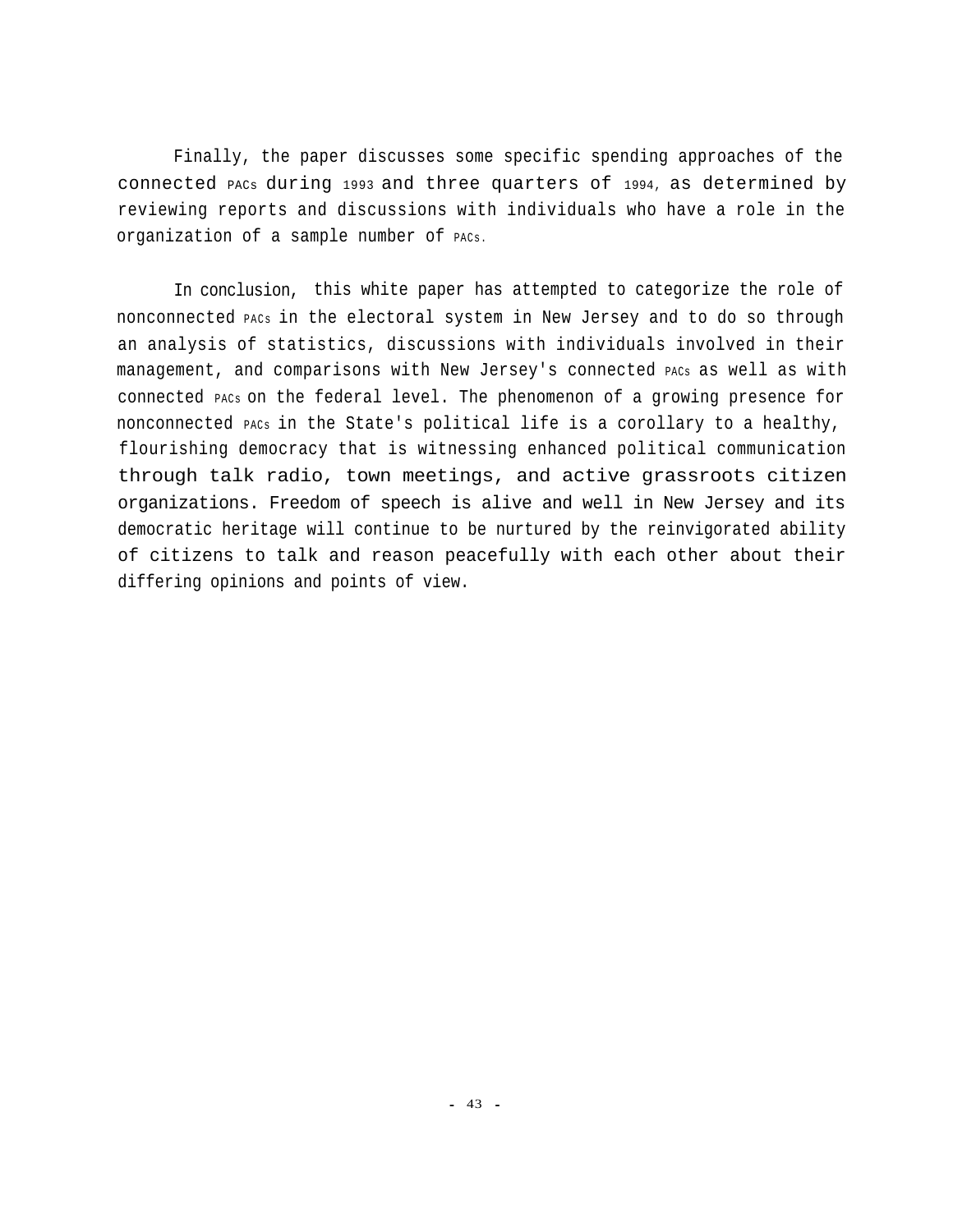Finally, the paper discusses some specific spending approaches of the connected PACs during 1993 and three quarters of 1994, as determined by reviewing reports and discussions with individuals who have a role in the organization of a sample number of PACs.

In conclusion, this white paper has attempted to categorize the role of nonconnected PACs in the electoral system in New Jersey and to do so through an analysis of statistics, discussions with individuals involved in their management, and comparisons with New Jersey's connected PACs as well as with connected PACs on the federal level. The phenomenon of a growing presence for nonconnected PACs in the State's political life is a corollary to a healthy, flourishing democracy that is witnessing enhanced political communication through talk radio, town meetings, and active grassroots citizen organizations. Freedom of speech is alive and well in New Jersey and its democratic heritage will continue to be nurtured by the reinvigorated ability of citizens to talk and reason peacefully with each other about their differing opinions and points of view.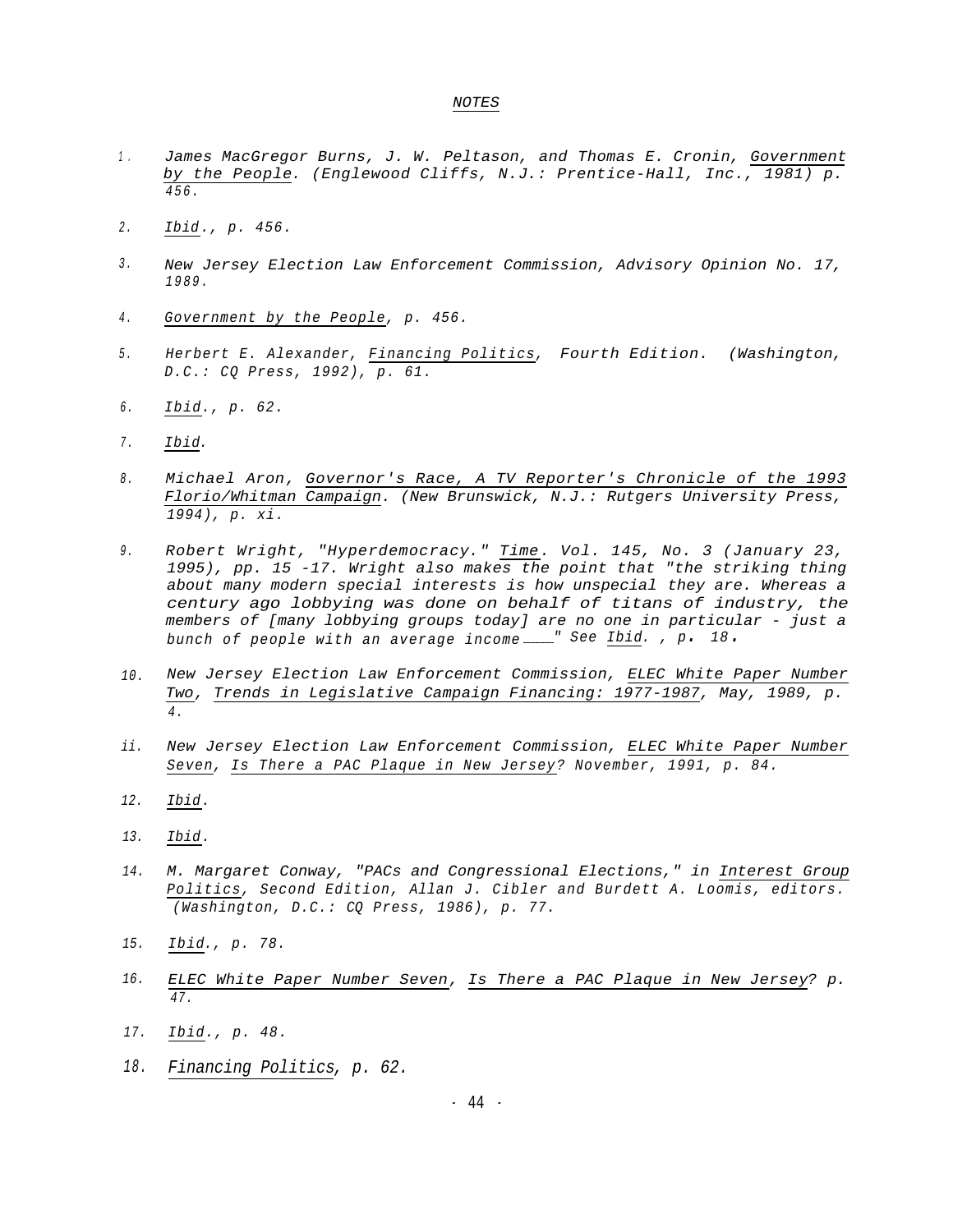# NOTES

1. James MacGregor Burns, J. W. Peltason, and Thomas E. Cronin, *Government by the People*. (Englewood Cliffs, N.J.: Prentice-Hall, Inc., 1981) p. 456.

2. *Ibid*., p. 456.

3. New Jersey Election Law Enforcement Commission, Advisory Opinion No. 17, 1989.

4. *Government by the People*, p. 456.

5. Herbert E. Alexander, *Financing Politics*, Fourth Edition. (Washington, D.C.: CQ Press, 1992), p. 61.

6. *Ibid*., p. 62.

7. *Ibid*.

8. Michael Aron, *Governor's Race, A TV Reporter's Chronicle of the 1993 Florio/Whitman Campaign*. (New Brunswick, N.J.: Rutgers University Press, 1994), p. xi.

9. Robert Wright, "Hyperdemocracy." *Time*. Vol. 145, No. 3 (January 23, 1995), pp. 15 -17. Wright also makes the point that "the striking thing about many modern special interests is how unspecial they are. Whereas a century ago lobbying was done on behalf of titans of industry, the members of [many lobbying groups today] are no one in particular - just a bunch of people with an average income ____" See *Ibid*. , p. 18.

10. New Jersey Election Law Enforcement Commission, *ELEC White Paper Number Two*, *Trends in Legislative Campaign Financing: 1977-1987*, May, 1989, p. 4.

11. New Jersey Election Law Enforcement Commission, *ELEC White Paper Number Seven*, *Is There a PAC Plaque in New Jersey?* November, 1991, p. 84.

12. *Ibid*.

13. *Ibid*.

14. M. Margaret Conway, "PACs and Congressional Elections," in *Interest Group Politics*, Second Edition, Allan J. Cibler and Burdett A. Loomis, editors. (Washington, D.C.: CQ Press, 1986), p. 77.

15. *Ibid*., p. 78.

16. *ELEC White Paper Number Seven*, *Is There a PAC Plaque in New Jersey?* p. 47.

17. *Ibid*., p. 48.

18. *Financing Politics*, p. 62.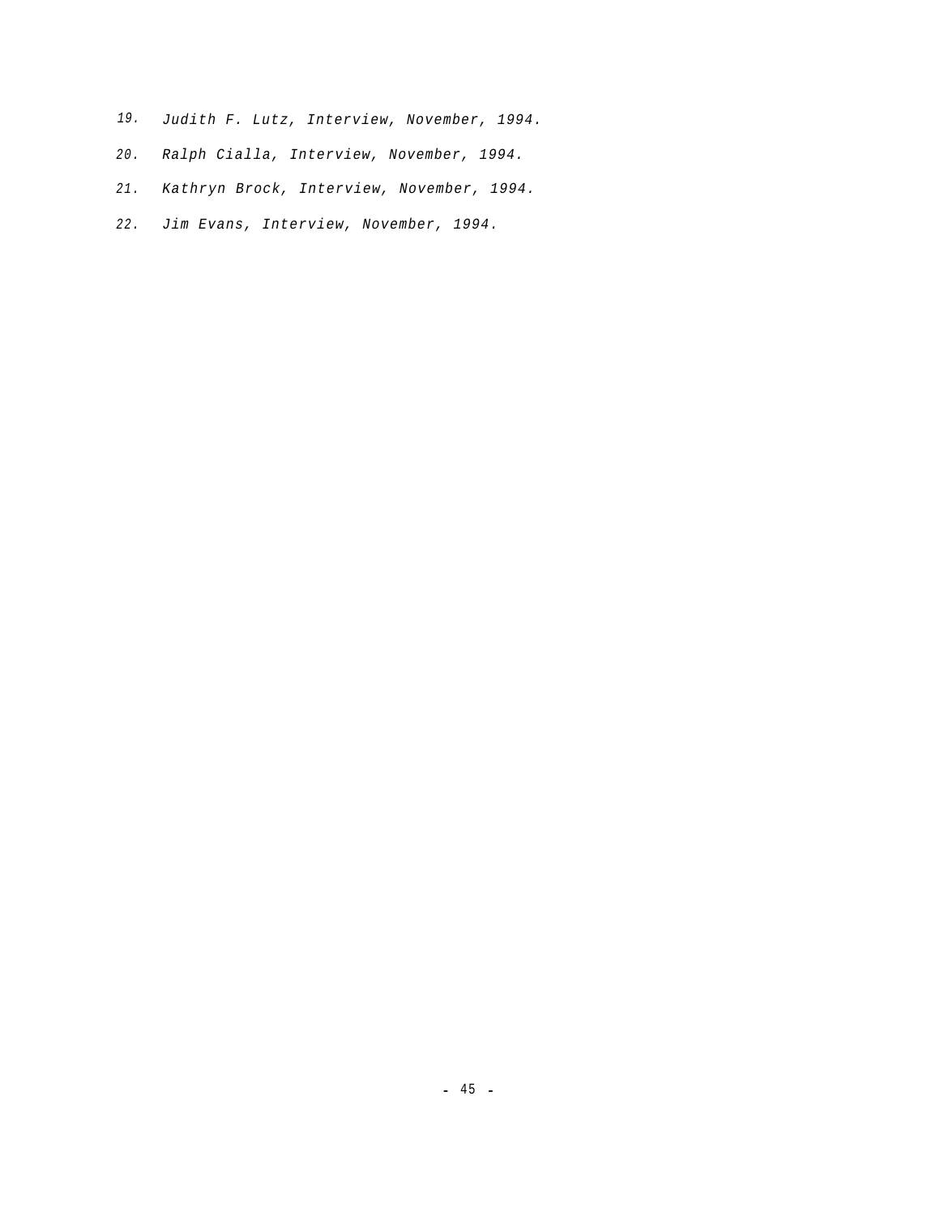19. *Judith F. Lutz, Interview, November, 1994.*

20. *Ralph Cialla, Interview, November, 1994.*

21. *Kathryn Brock, Interview, November, 1994.*

22. *Jim Evans, Interview, November, 1994.*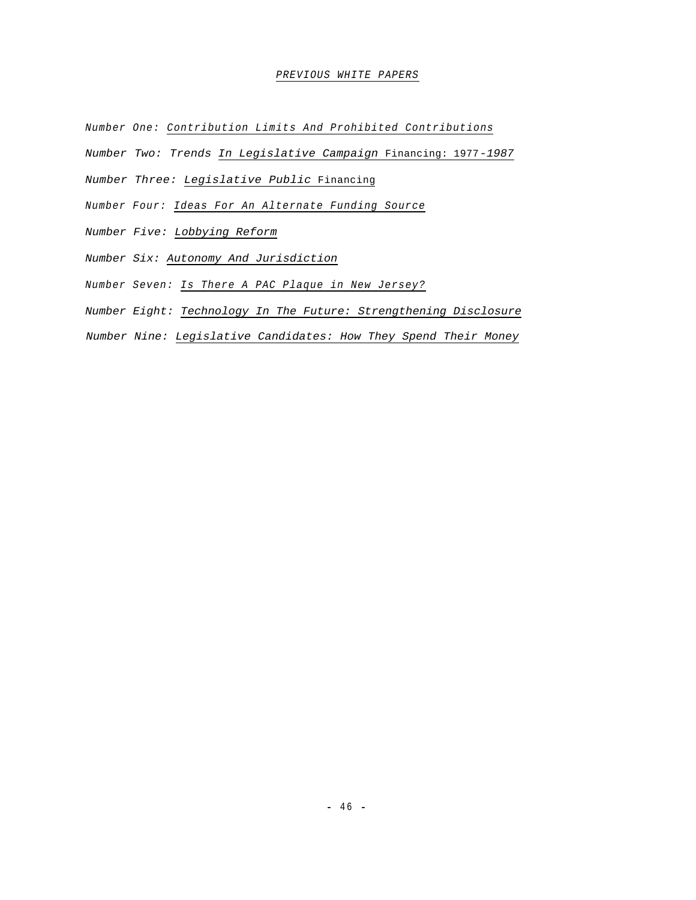## *PREVIEW WHITE PAPERS*

*Number One: Contribution Limits And Prohibited Contributions*

*Number Two: Trends In Legislative Campaign* Financing: 1977*-1987*

*Number Three: Legislative Public* Financing

*Number Four: Ideas For An Alternate Funding Source*

*Number Five: Lobbying Reform*

*Number Six: Autonomy And Jurisdiction*

*Number Seven: Is There A PAC Plaque in New Jersey?*

*Number Eight: Technology In The Future: Strengthening Disclosure*

*Number Nine: Legislative Candidates: How They Spend Their Money*